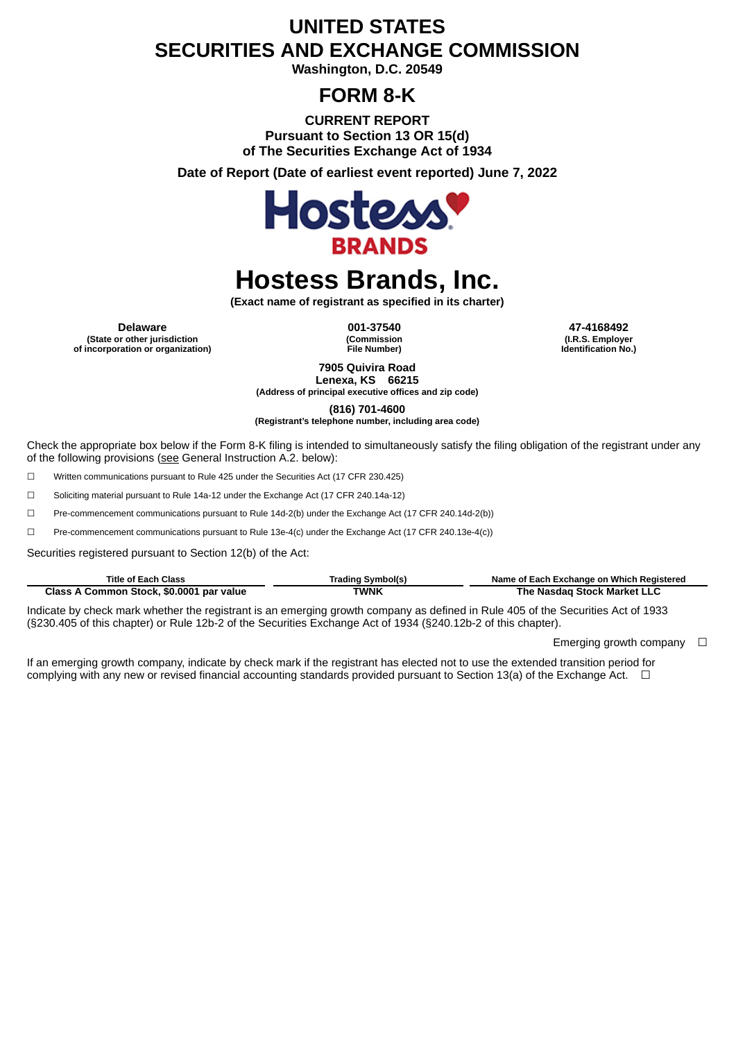# UNITED STATES
# SECURITIES AND EXCHANGE COMMISSION

**Washington, D.C. 20549**

## FORM 8-K

**CURRENT REPORT**
**Pursuant to Section 13 OR 15(d)**
**of The Securities Exchange Act of 1934**

**Date of Report (Date of earliest event reported) June 7, 2022**

# Hostess Brands, Inc.

**(Exact name of registrant as specified in its charter)**

| **Delaware** | **001-37540** | **47-4168492** |
|---|---|---|
| **(State or other jurisdiction of incorporation or organization)** | **(Commission File Number)** | **(I.R.S. Employer Identification No.)** |

**7905 Quivira Road**
**Lenexa, KS 66215**
**(Address of principal executive offices and zip code)**

**(816) 701-4600**
**(Registrant's telephone number, including area code)**

Check the appropriate box below if the Form 8-K filing is intended to simultaneously satisfy the filing obligation of the registrant under any of the following provisions (see General Instruction A.2. below):

☐ Written communications pursuant to Rule 425 under the Securities Act (17 CFR 230.425)

☐ Soliciting material pursuant to Rule 14a-12 under the Exchange Act (17 CFR 240.14a-12)

☐ Pre-commencement communications pursuant to Rule 14d-2(b) under the Exchange Act (17 CFR 240.14d-2(b))

☐ Pre-commencement communications pursuant to Rule 13e-4(c) under the Exchange Act (17 CFR 240.13e-4(c))

Securities registered pursuant to Section 12(b) of the Act:

| Title of Each Class | Trading Symbol(s) | Name of Each Exchange on Which Registered |
|---|---|---|
| **Class A Common Stock, $0.0001 par value** | **TWNK** | **The Nasdaq Stock Market LLC** |

Indicate by check mark whether the registrant is an emerging growth company as defined in Rule 405 of the Securities Act of 1933 (§230.405 of this chapter) or Rule 12b-2 of the Securities Exchange Act of 1934 (§240.12b-2 of this chapter).

Emerging growth company ☐

If an emerging growth company, indicate by check mark if the registrant has elected not to use the extended transition period for complying with any new or revised financial accounting standards provided pursuant to Section 13(a) of the Exchange Act. ☐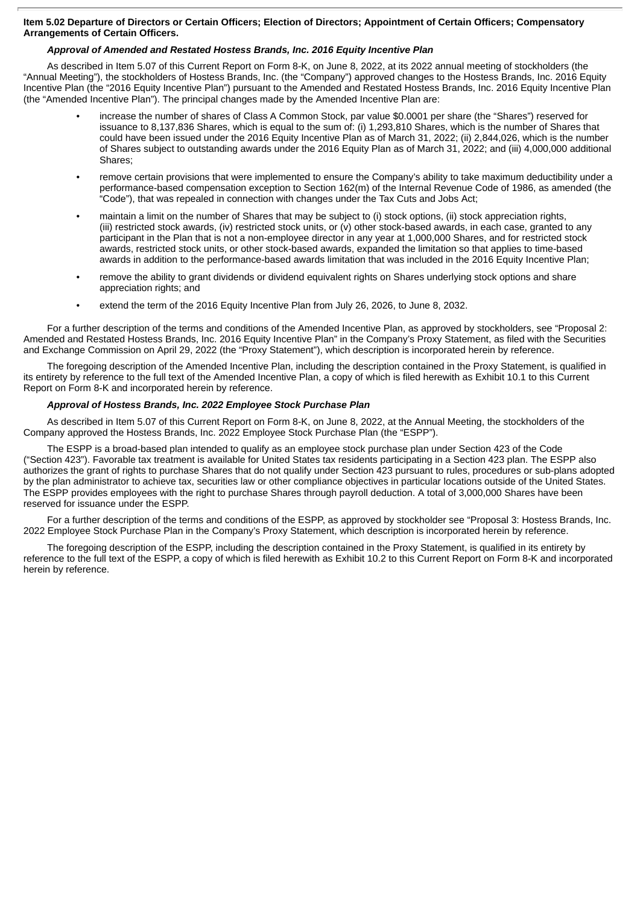**Item 5.02 Departure of Directors or Certain Officers; Election of Directors; Appointment of Certain Officers; Compensatory Arrangements of Certain Officers.**

***Approval of Amended and Restated Hostess Brands, Inc. 2016 Equity Incentive Plan***

As described in Item 5.07 of this Current Report on Form 8-K, on June 8, 2022, at its 2022 annual meeting of stockholders (the "Annual Meeting"), the stockholders of Hostess Brands, Inc. (the "Company") approved changes to the Hostess Brands, Inc. 2016 Equity Incentive Plan (the "2016 Equity Incentive Plan") pursuant to the Amended and Restated Hostess Brands, Inc. 2016 Equity Incentive Plan (the "Amended Incentive Plan"). The principal changes made by the Amended Incentive Plan are:

- increase the number of shares of Class A Common Stock, par value $0.0001 per share (the "Shares") reserved for issuance to 8,137,836 Shares, which is equal to the sum of: (i) 1,293,810 Shares, which is the number of Shares that could have been issued under the 2016 Equity Incentive Plan as of March 31, 2022; (ii) 2,844,026, which is the number of Shares subject to outstanding awards under the 2016 Equity Plan as of March 31, 2022; and (iii) 4,000,000 additional Shares;
- remove certain provisions that were implemented to ensure the Company's ability to take maximum deductibility under a performance-based compensation exception to Section 162(m) of the Internal Revenue Code of 1986, as amended (the "Code"), that was repealed in connection with changes under the Tax Cuts and Jobs Act;
- maintain a limit on the number of Shares that may be subject to (i) stock options, (ii) stock appreciation rights, (iii) restricted stock awards, (iv) restricted stock units, or (v) other stock-based awards, in each case, granted to any participant in the Plan that is not a non-employee director in any year at 1,000,000 Shares, and for restricted stock awards, restricted stock units, or other stock-based awards, expanded the limitation so that applies to time-based awards in addition to the performance-based awards limitation that was included in the 2016 Equity Incentive Plan;
- remove the ability to grant dividends or dividend equivalent rights on Shares underlying stock options and share appreciation rights; and
- extend the term of the 2016 Equity Incentive Plan from July 26, 2026, to June 8, 2032.

For a further description of the terms and conditions of the Amended Incentive Plan, as approved by stockholders, see "Proposal 2: Amended and Restated Hostess Brands, Inc. 2016 Equity Incentive Plan" in the Company's Proxy Statement, as filed with the Securities and Exchange Commission on April 29, 2022 (the "Proxy Statement"), which description is incorporated herein by reference.

The foregoing description of the Amended Incentive Plan, including the description contained in the Proxy Statement, is qualified in its entirety by reference to the full text of the Amended Incentive Plan, a copy of which is filed herewith as Exhibit 10.1 to this Current Report on Form 8-K and incorporated herein by reference.

***Approval of Hostess Brands, Inc. 2022 Employee Stock Purchase Plan***

As described in Item 5.07 of this Current Report on Form 8-K, on June 8, 2022, at the Annual Meeting, the stockholders of the Company approved the Hostess Brands, Inc. 2022 Employee Stock Purchase Plan (the "ESPP").

The ESPP is a broad-based plan intended to qualify as an employee stock purchase plan under Section 423 of the Code ("Section 423"). Favorable tax treatment is available for United States tax residents participating in a Section 423 plan. The ESPP also authorizes the grant of rights to purchase Shares that do not qualify under Section 423 pursuant to rules, procedures or sub-plans adopted by the plan administrator to achieve tax, securities law or other compliance objectives in particular locations outside of the United States. The ESPP provides employees with the right to purchase Shares through payroll deduction. A total of 3,000,000 Shares have been reserved for issuance under the ESPP.

For a further description of the terms and conditions of the ESPP, as approved by stockholder see "Proposal 3: Hostess Brands, Inc. 2022 Employee Stock Purchase Plan in the Company's Proxy Statement, which description is incorporated herein by reference.

The foregoing description of the ESPP, including the description contained in the Proxy Statement, is qualified in its entirety by reference to the full text of the ESPP, a copy of which is filed herewith as Exhibit 10.2 to this Current Report on Form 8-K and incorporated herein by reference.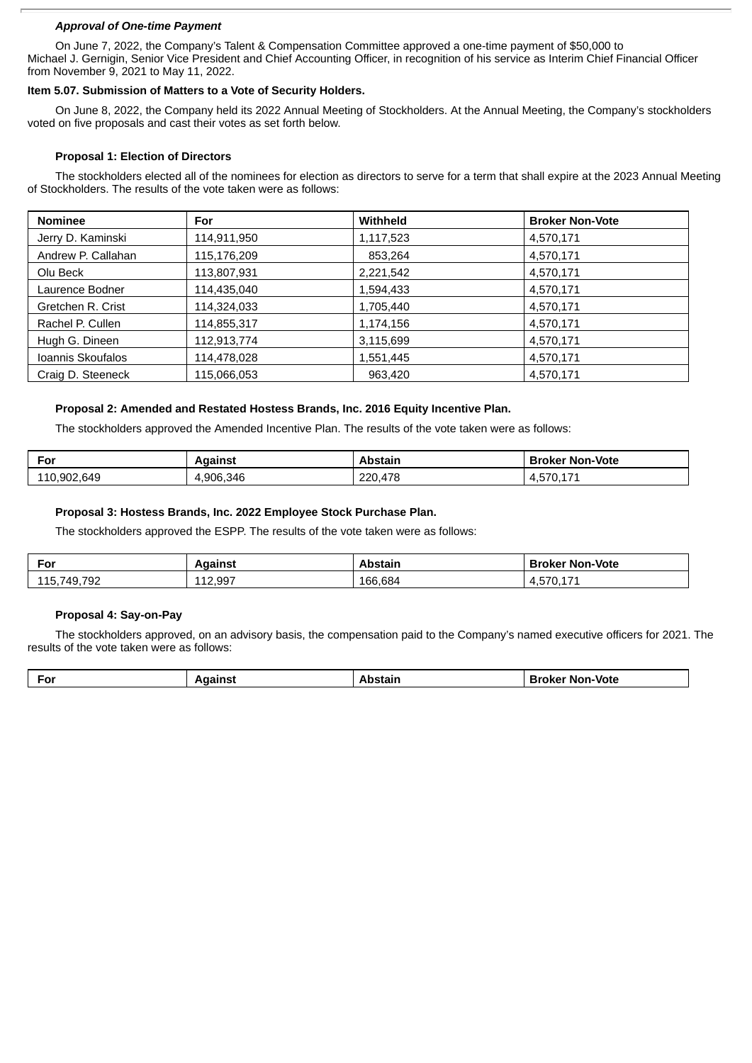***Approval of One-time Payment***

On June 7, 2022, the Company's Talent & Compensation Committee approved a one-time payment of $50,000 to Michael J. Gernigin, Senior Vice President and Chief Accounting Officer, in recognition of his service as Interim Chief Financial Officer from November 9, 2021 to May 11, 2022.

**Item 5.07. Submission of Matters to a Vote of Security Holders.**

On June 8, 2022, the Company held its 2022 Annual Meeting of Stockholders. At the Annual Meeting, the Company's stockholders voted on five proposals and cast their votes as set forth below.

**Proposal 1: Election of Directors**

The stockholders elected all of the nominees for election as directors to serve for a term that shall expire at the 2023 Annual Meeting of Stockholders. The results of the vote taken were as follows:

| Nominee | For | Withheld | Broker Non-Vote |
| --- | --- | --- | --- |
| Jerry D. Kaminski | 114,911,950 | 1,117,523 | 4,570,171 |
| Andrew P. Callahan | 115,176,209 | 853,264 | 4,570,171 |
| Olu Beck | 113,807,931 | 2,221,542 | 4,570,171 |
| Laurence Bodner | 114,435,040 | 1,594,433 | 4,570,171 |
| Gretchen R. Crist | 114,324,033 | 1,705,440 | 4,570,171 |
| Rachel P. Cullen | 114,855,317 | 1,174,156 | 4,570,171 |
| Hugh G. Dineen | 112,913,774 | 3,115,699 | 4,570,171 |
| Ioannis Skoufalos | 114,478,028 | 1,551,445 | 4,570,171 |
| Craig D. Steeneck | 115,066,053 | 963,420 | 4,570,171 |

**Proposal 2: Amended and Restated Hostess Brands, Inc. 2016 Equity Incentive Plan.**

The stockholders approved the Amended Incentive Plan. The results of the vote taken were as follows:

| For | Against | Abstain | Broker Non-Vote |
| --- | --- | --- | --- |
| 110,902,649 | 4,906,346 | 220,478 | 4,570,171 |

**Proposal 3: Hostess Brands, Inc. 2022 Employee Stock Purchase Plan.**

The stockholders approved the ESPP. The results of the vote taken were as follows:

| For | Against | Abstain | Broker Non-Vote |
| --- | --- | --- | --- |
| 115,749,792 | 112,997 | 166,684 | 4,570,171 |

**Proposal 4: Say-on-Pay**

The stockholders approved, on an advisory basis, the compensation paid to the Company's named executive officers for 2021. The results of the vote taken were as follows:

| For | Against | Abstain | Broker Non-Vote |
| --- | --- | --- | --- |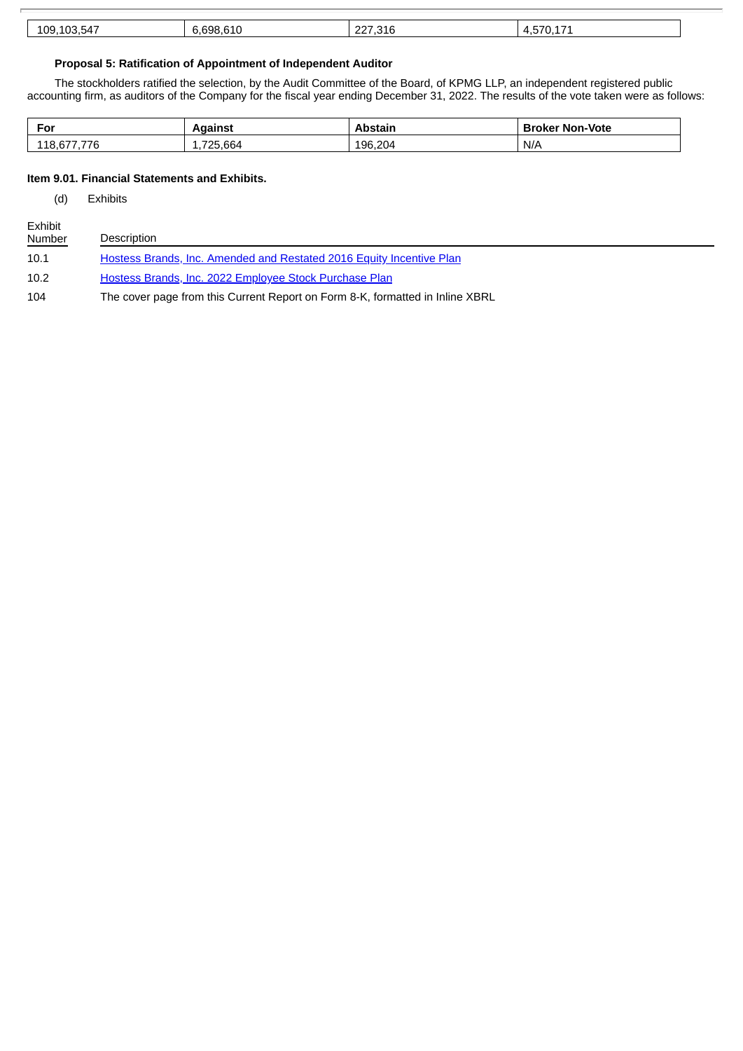| 109,103,547 | 6,698,610 | 227,316 | 4,570,171 |
|---|---|---|---|

**Proposal 5: Ratification of Appointment of Independent Auditor**

The stockholders ratified the selection, by the Audit Committee of the Board, of KPMG LLP, an independent registered public accounting firm, as auditors of the Company for the fiscal year ending December 31, 2022. The results of the vote taken were as follows:

| For | Against | Abstain | Broker Non-Vote |
|---|---|---|---|
| 118,677,776 | 1,725,664 | 196,204 | N/A |

**Item 9.01. Financial Statements and Exhibits.**

(d) Exhibits

| Exhibit Number | Description |
|---|---|
| 10.1 | Hostess Brands, Inc. Amended and Restated 2016 Equity Incentive Plan |
| 10.2 | Hostess Brands, Inc. 2022 Employee Stock Purchase Plan |
| 104 | The cover page from this Current Report on Form 8-K, formatted in Inline XBRL |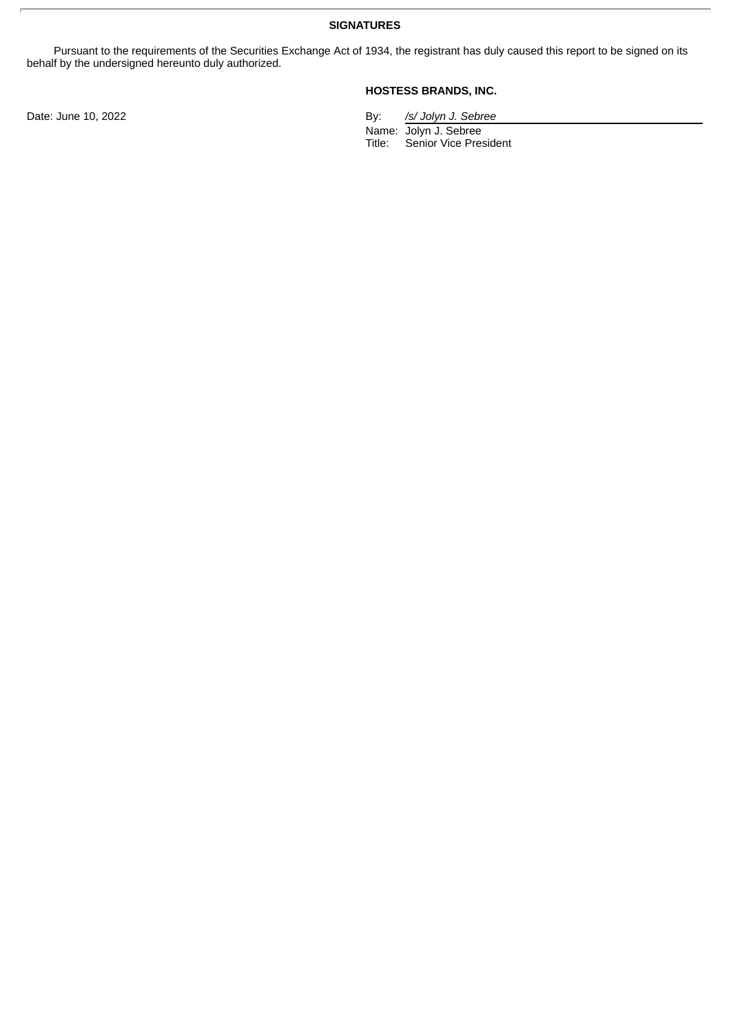## SIGNATURES

Pursuant to the requirements of the Securities Exchange Act of 1934, the registrant has duly caused this report to be signed on its behalf by the undersigned hereunto duly authorized.

**HOSTESS BRANDS, INC.**

Date: June 10, 2022

By: */s/ Jolyn J. Sebree*
Name: Jolyn J. Sebree
Title: Senior Vice President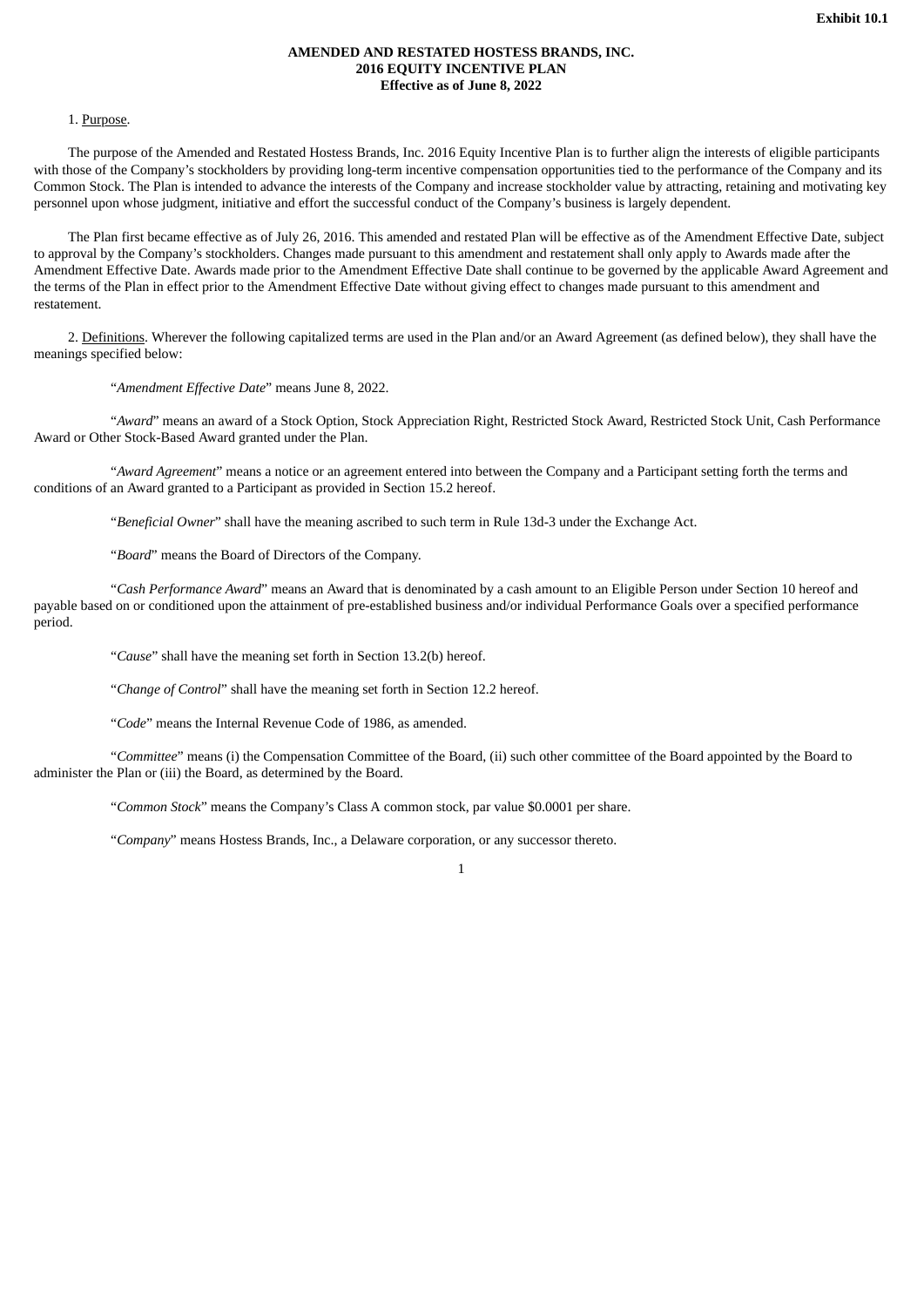**Exhibit 10.1**

**AMENDED AND RESTATED HOSTESS BRANDS, INC.**
**2016 EQUITY INCENTIVE PLAN**
**Effective as of June 8, 2022**

1. Purpose.

The purpose of the Amended and Restated Hostess Brands, Inc. 2016 Equity Incentive Plan is to further align the interests of eligible participants with those of the Company's stockholders by providing long-term incentive compensation opportunities tied to the performance of the Company and its Common Stock. The Plan is intended to advance the interests of the Company and increase stockholder value by attracting, retaining and motivating key personnel upon whose judgment, initiative and effort the successful conduct of the Company's business is largely dependent.

The Plan first became effective as of July 26, 2016. This amended and restated Plan will be effective as of the Amendment Effective Date, subject to approval by the Company's stockholders. Changes made pursuant to this amendment and restatement shall only apply to Awards made after the Amendment Effective Date. Awards made prior to the Amendment Effective Date shall continue to be governed by the applicable Award Agreement and the terms of the Plan in effect prior to the Amendment Effective Date without giving effect to changes made pursuant to this amendment and restatement.

2. Definitions. Wherever the following capitalized terms are used in the Plan and/or an Award Agreement (as defined below), they shall have the meanings specified below:

"*Amendment Effective Date*" means June 8, 2022.

"*Award*" means an award of a Stock Option, Stock Appreciation Right, Restricted Stock Award, Restricted Stock Unit, Cash Performance Award or Other Stock-Based Award granted under the Plan.

"*Award Agreement*" means a notice or an agreement entered into between the Company and a Participant setting forth the terms and conditions of an Award granted to a Participant as provided in Section 15.2 hereof.

"*Beneficial Owner*" shall have the meaning ascribed to such term in Rule 13d-3 under the Exchange Act.

"*Board*" means the Board of Directors of the Company.

"*Cash Performance Award*" means an Award that is denominated by a cash amount to an Eligible Person under Section 10 hereof and payable based on or conditioned upon the attainment of pre-established business and/or individual Performance Goals over a specified performance period.

"*Cause*" shall have the meaning set forth in Section 13.2(b) hereof.

"*Change of Control*" shall have the meaning set forth in Section 12.2 hereof.

"*Code*" means the Internal Revenue Code of 1986, as amended.

"*Committee*" means (i) the Compensation Committee of the Board, (ii) such other committee of the Board appointed by the Board to administer the Plan or (iii) the Board, as determined by the Board.

"*Common Stock*" means the Company's Class A common stock, par value $0.0001 per share.

"*Company*" means Hostess Brands, Inc., a Delaware corporation, or any successor thereto.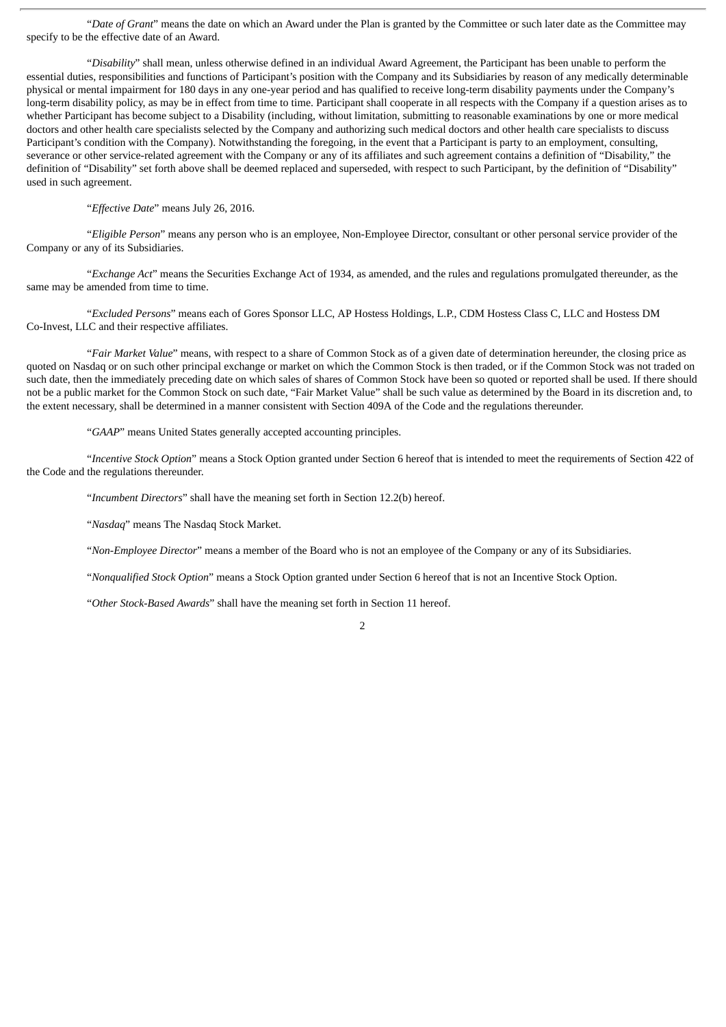"*Date of Grant*" means the date on which an Award under the Plan is granted by the Committee or such later date as the Committee may specify to be the effective date of an Award.

"*Disability*" shall mean, unless otherwise defined in an individual Award Agreement, the Participant has been unable to perform the essential duties, responsibilities and functions of Participant's position with the Company and its Subsidiaries by reason of any medically determinable physical or mental impairment for 180 days in any one-year period and has qualified to receive long-term disability payments under the Company's long-term disability policy, as may be in effect from time to time. Participant shall cooperate in all respects with the Company if a question arises as to whether Participant has become subject to a Disability (including, without limitation, submitting to reasonable examinations by one or more medical doctors and other health care specialists selected by the Company and authorizing such medical doctors and other health care specialists to discuss Participant's condition with the Company). Notwithstanding the foregoing, in the event that a Participant is party to an employment, consulting, severance or other service-related agreement with the Company or any of its affiliates and such agreement contains a definition of "Disability," the definition of "Disability" set forth above shall be deemed replaced and superseded, with respect to such Participant, by the definition of "Disability" used in such agreement.

"*Effective Date*" means July 26, 2016.

"*Eligible Person*" means any person who is an employee, Non-Employee Director, consultant or other personal service provider of the Company or any of its Subsidiaries.

"*Exchange Act*" means the Securities Exchange Act of 1934, as amended, and the rules and regulations promulgated thereunder, as the same may be amended from time to time.

"*Excluded Persons*" means each of Gores Sponsor LLC, AP Hostess Holdings, L.P., CDM Hostess Class C, LLC and Hostess DM Co-Invest, LLC and their respective affiliates.

"*Fair Market Value*" means, with respect to a share of Common Stock as of a given date of determination hereunder, the closing price as quoted on Nasdaq or on such other principal exchange or market on which the Common Stock is then traded, or if the Common Stock was not traded on such date, then the immediately preceding date on which sales of shares of Common Stock have been so quoted or reported shall be used. If there should not be a public market for the Common Stock on such date, "Fair Market Value" shall be such value as determined by the Board in its discretion and, to the extent necessary, shall be determined in a manner consistent with Section 409A of the Code and the regulations thereunder.

"*GAAP*" means United States generally accepted accounting principles.

"*Incentive Stock Option*" means a Stock Option granted under Section 6 hereof that is intended to meet the requirements of Section 422 of the Code and the regulations thereunder.

"*Incumbent Directors*" shall have the meaning set forth in Section 12.2(b) hereof.

"*Nasdaq*" means The Nasdaq Stock Market.

"*Non-Employee Director*" means a member of the Board who is not an employee of the Company or any of its Subsidiaries.

"*Nonqualified Stock Option*" means a Stock Option granted under Section 6 hereof that is not an Incentive Stock Option.

"*Other Stock-Based Awards*" shall have the meaning set forth in Section 11 hereof.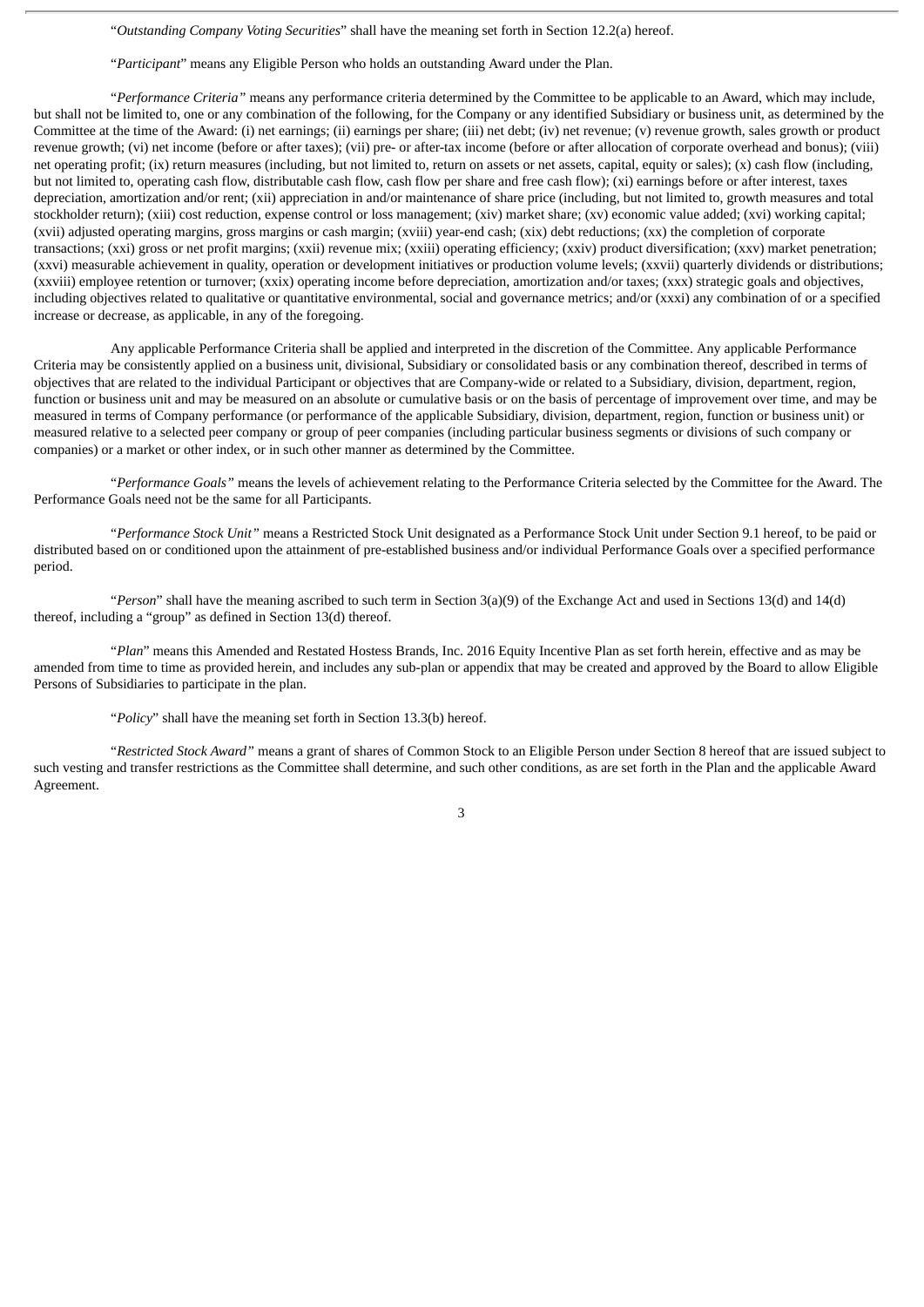"*Outstanding Company Voting Securities*" shall have the meaning set forth in Section 12.2(a) hereof.

"*Participant*" means any Eligible Person who holds an outstanding Award under the Plan.

"*Performance Criteria"* means any performance criteria determined by the Committee to be applicable to an Award, which may include, but shall not be limited to, one or any combination of the following, for the Company or any identified Subsidiary or business unit, as determined by the Committee at the time of the Award: (i) net earnings; (ii) earnings per share; (iii) net debt; (iv) net revenue; (v) revenue growth, sales growth or product revenue growth; (vi) net income (before or after taxes); (vii) pre- or after-tax income (before or after allocation of corporate overhead and bonus); (viii) net operating profit; (ix) return measures (including, but not limited to, return on assets or net assets, capital, equity or sales); (x) cash flow (including, but not limited to, operating cash flow, distributable cash flow, cash flow per share and free cash flow); (xi) earnings before or after interest, taxes depreciation, amortization and/or rent; (xii) appreciation in and/or maintenance of share price (including, but not limited to, growth measures and total stockholder return); (xiii) cost reduction, expense control or loss management; (xiv) market share; (xv) economic value added; (xvi) working capital; (xvii) adjusted operating margins, gross margins or cash margin; (xviii) year-end cash; (xix) debt reductions; (xx) the completion of corporate transactions; (xxi) gross or net profit margins; (xxii) revenue mix; (xxiii) operating efficiency; (xxiv) product diversification; (xxv) market penetration; (xxvi) measurable achievement in quality, operation or development initiatives or production volume levels; (xxvii) quarterly dividends or distributions; (xxviii) employee retention or turnover; (xxix) operating income before depreciation, amortization and/or taxes; (xxx) strategic goals and objectives, including objectives related to qualitative or quantitative environmental, social and governance metrics; and/or (xxxi) any combination of or a specified increase or decrease, as applicable, in any of the foregoing.

Any applicable Performance Criteria shall be applied and interpreted in the discretion of the Committee. Any applicable Performance Criteria may be consistently applied on a business unit, divisional, Subsidiary or consolidated basis or any combination thereof, described in terms of objectives that are related to the individual Participant or objectives that are Company-wide or related to a Subsidiary, division, department, region, function or business unit and may be measured on an absolute or cumulative basis or on the basis of percentage of improvement over time, and may be measured in terms of Company performance (or performance of the applicable Subsidiary, division, department, region, function or business unit) or measured relative to a selected peer company or group of peer companies (including particular business segments or divisions of such company or companies) or a market or other index, or in such other manner as determined by the Committee.

"*Performance Goals"* means the levels of achievement relating to the Performance Criteria selected by the Committee for the Award. The Performance Goals need not be the same for all Participants.

"*Performance Stock Unit"* means a Restricted Stock Unit designated as a Performance Stock Unit under Section 9.1 hereof, to be paid or distributed based on or conditioned upon the attainment of pre-established business and/or individual Performance Goals over a specified performance period.

"*Person*" shall have the meaning ascribed to such term in Section 3(a)(9) of the Exchange Act and used in Sections 13(d) and 14(d) thereof, including a "group" as defined in Section 13(d) thereof.

"*Plan*" means this Amended and Restated Hostess Brands, Inc. 2016 Equity Incentive Plan as set forth herein, effective and as may be amended from time to time as provided herein, and includes any sub-plan or appendix that may be created and approved by the Board to allow Eligible Persons of Subsidiaries to participate in the plan.

"*Policy*" shall have the meaning set forth in Section 13.3(b) hereof.

"*Restricted Stock Award"* means a grant of shares of Common Stock to an Eligible Person under Section 8 hereof that are issued subject to such vesting and transfer restrictions as the Committee shall determine, and such other conditions, as are set forth in the Plan and the applicable Award Agreement.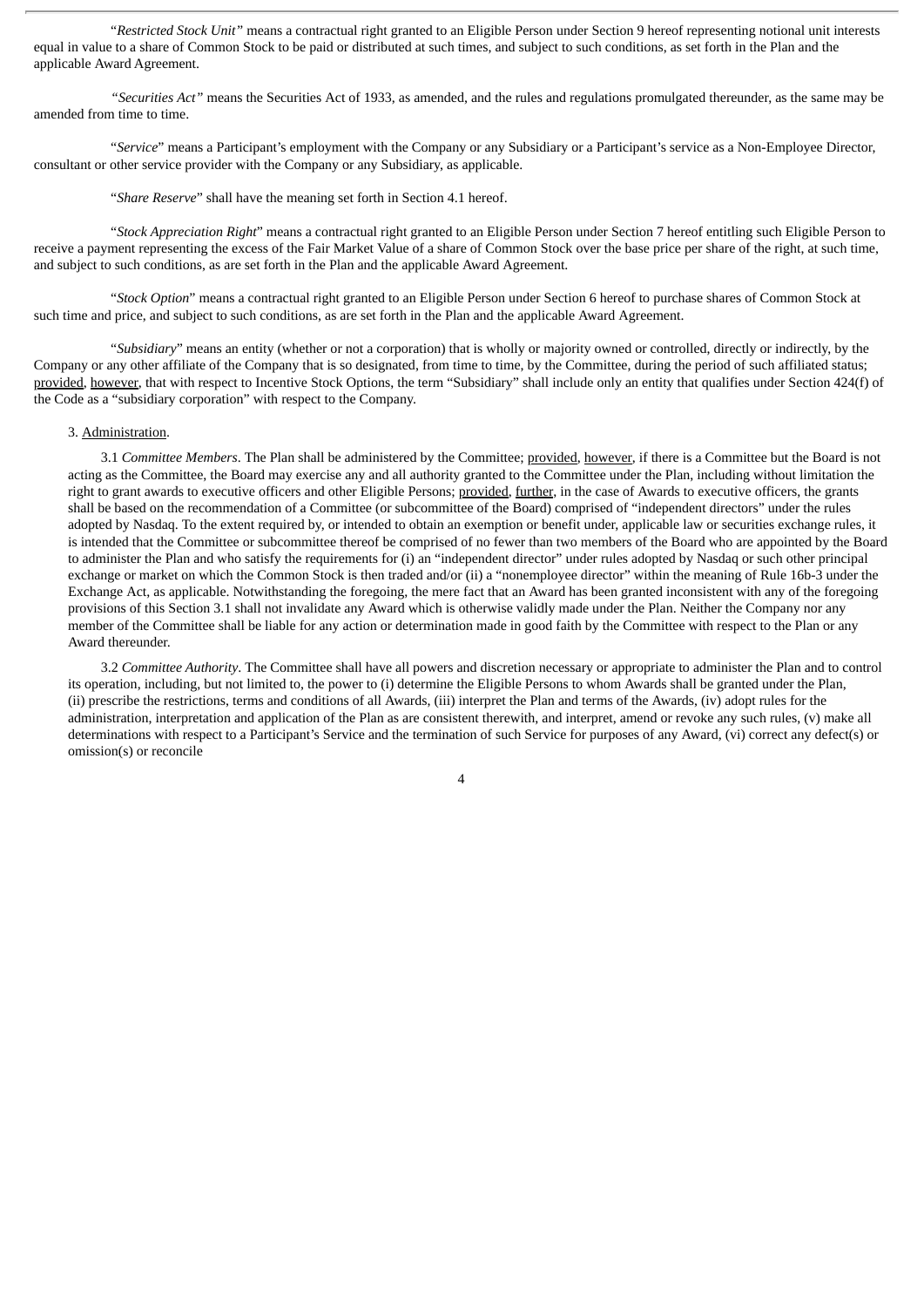"*Restricted Stock Unit*" means a contractual right granted to an Eligible Person under Section 9 hereof representing notional unit interests equal in value to a share of Common Stock to be paid or distributed at such times, and subject to such conditions, as set forth in the Plan and the applicable Award Agreement.

"*Securities Act*" means the Securities Act of 1933, as amended, and the rules and regulations promulgated thereunder, as the same may be amended from time to time.

"*Service*" means a Participant's employment with the Company or any Subsidiary or a Participant's service as a Non-Employee Director, consultant or other service provider with the Company or any Subsidiary, as applicable.

"*Share Reserve*" shall have the meaning set forth in Section 4.1 hereof.

"*Stock Appreciation Right*" means a contractual right granted to an Eligible Person under Section 7 hereof entitling such Eligible Person to receive a payment representing the excess of the Fair Market Value of a share of Common Stock over the base price per share of the right, at such time, and subject to such conditions, as are set forth in the Plan and the applicable Award Agreement.

"*Stock Option*" means a contractual right granted to an Eligible Person under Section 6 hereof to purchase shares of Common Stock at such time and price, and subject to such conditions, as are set forth in the Plan and the applicable Award Agreement.

"*Subsidiary*" means an entity (whether or not a corporation) that is wholly or majority owned or controlled, directly or indirectly, by the Company or any other affiliate of the Company that is so designated, from time to time, by the Committee, during the period of such affiliated status; provided, however, that with respect to Incentive Stock Options, the term "Subsidiary" shall include only an entity that qualifies under Section 424(f) of the Code as a "subsidiary corporation" with respect to the Company.

3. Administration.

3.1 *Committee Members*. The Plan shall be administered by the Committee; provided, however, if there is a Committee but the Board is not acting as the Committee, the Board may exercise any and all authority granted to the Committee under the Plan, including without limitation the right to grant awards to executive officers and other Eligible Persons; provided, further, in the case of Awards to executive officers, the grants shall be based on the recommendation of a Committee (or subcommittee of the Board) comprised of "independent directors" under the rules adopted by Nasdaq. To the extent required by, or intended to obtain an exemption or benefit under, applicable law or securities exchange rules, it is intended that the Committee or subcommittee thereof be comprised of no fewer than two members of the Board who are appointed by the Board to administer the Plan and who satisfy the requirements for (i) an "independent director" under rules adopted by Nasdaq or such other principal exchange or market on which the Common Stock is then traded and/or (ii) a "nonemployee director" within the meaning of Rule 16b-3 under the Exchange Act, as applicable. Notwithstanding the foregoing, the mere fact that an Award has been granted inconsistent with any of the foregoing provisions of this Section 3.1 shall not invalidate any Award which is otherwise validly made under the Plan. Neither the Company nor any member of the Committee shall be liable for any action or determination made in good faith by the Committee with respect to the Plan or any Award thereunder.

3.2 *Committee Authority*. The Committee shall have all powers and discretion necessary or appropriate to administer the Plan and to control its operation, including, but not limited to, the power to (i) determine the Eligible Persons to whom Awards shall be granted under the Plan, (ii) prescribe the restrictions, terms and conditions of all Awards, (iii) interpret the Plan and terms of the Awards, (iv) adopt rules for the administration, interpretation and application of the Plan as are consistent therewith, and interpret, amend or revoke any such rules, (v) make all determinations with respect to a Participant's Service and the termination of such Service for purposes of any Award, (vi) correct any defect(s) or omission(s) or reconcile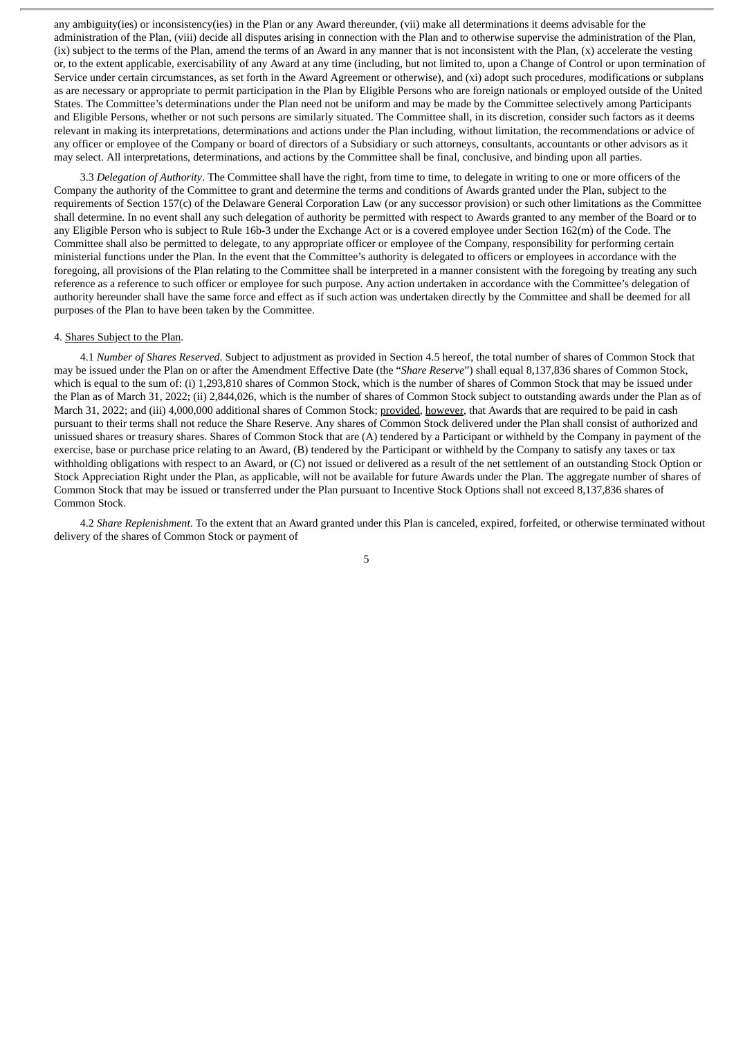any ambiguity(ies) or inconsistency(ies) in the Plan or any Award thereunder, (vii) make all determinations it deems advisable for the administration of the Plan, (viii) decide all disputes arising in connection with the Plan and to otherwise supervise the administration of the Plan, (ix) subject to the terms of the Plan, amend the terms of an Award in any manner that is not inconsistent with the Plan, (x) accelerate the vesting or, to the extent applicable, exercisability of any Award at any time (including, but not limited to, upon a Change of Control or upon termination of Service under certain circumstances, as set forth in the Award Agreement or otherwise), and (xi) adopt such procedures, modifications or subplans as are necessary or appropriate to permit participation in the Plan by Eligible Persons who are foreign nationals or employed outside of the United States. The Committee's determinations under the Plan need not be uniform and may be made by the Committee selectively among Participants and Eligible Persons, whether or not such persons are similarly situated. The Committee shall, in its discretion, consider such factors as it deems relevant in making its interpretations, determinations and actions under the Plan including, without limitation, the recommendations or advice of any officer or employee of the Company or board of directors of a Subsidiary or such attorneys, consultants, accountants or other advisors as it may select. All interpretations, determinations, and actions by the Committee shall be final, conclusive, and binding upon all parties.

3.3 *Delegation of Authority*. The Committee shall have the right, from time to time, to delegate in writing to one or more officers of the Company the authority of the Committee to grant and determine the terms and conditions of Awards granted under the Plan, subject to the requirements of Section 157(c) of the Delaware General Corporation Law (or any successor provision) or such other limitations as the Committee shall determine. In no event shall any such delegation of authority be permitted with respect to Awards granted to any member of the Board or to any Eligible Person who is subject to Rule 16b-3 under the Exchange Act or is a covered employee under Section 162(m) of the Code. The Committee shall also be permitted to delegate, to any appropriate officer or employee of the Company, responsibility for performing certain ministerial functions under the Plan. In the event that the Committee's authority is delegated to officers or employees in accordance with the foregoing, all provisions of the Plan relating to the Committee shall be interpreted in a manner consistent with the foregoing by treating any such reference as a reference to such officer or employee for such purpose. Any action undertaken in accordance with the Committee's delegation of authority hereunder shall have the same force and effect as if such action was undertaken directly by the Committee and shall be deemed for all purposes of the Plan to have been taken by the Committee.

4. Shares Subject to the Plan.

4.1 *Number of Shares Reserved*. Subject to adjustment as provided in Section 4.5 hereof, the total number of shares of Common Stock that may be issued under the Plan on or after the Amendment Effective Date (the "*Share Reserve*") shall equal 8,137,836 shares of Common Stock, which is equal to the sum of: (i) 1,293,810 shares of Common Stock, which is the number of shares of Common Stock that may be issued under the Plan as of March 31, 2022; (ii) 2,844,026, which is the number of shares of Common Stock subject to outstanding awards under the Plan as of March 31, 2022; and (iii) 4,000,000 additional shares of Common Stock; provided, however, that Awards that are required to be paid in cash pursuant to their terms shall not reduce the Share Reserve. Any shares of Common Stock delivered under the Plan shall consist of authorized and unissued shares or treasury shares. Shares of Common Stock that are (A) tendered by a Participant or withheld by the Company in payment of the exercise, base or purchase price relating to an Award, (B) tendered by the Participant or withheld by the Company to satisfy any taxes or tax withholding obligations with respect to an Award, or (C) not issued or delivered as a result of the net settlement of an outstanding Stock Option or Stock Appreciation Right under the Plan, as applicable, will not be available for future Awards under the Plan. The aggregate number of shares of Common Stock that may be issued or transferred under the Plan pursuant to Incentive Stock Options shall not exceed 8,137,836 shares of Common Stock.

4.2 *Share Replenishment*. To the extent that an Award granted under this Plan is canceled, expired, forfeited, or otherwise terminated without delivery of the shares of Common Stock or payment of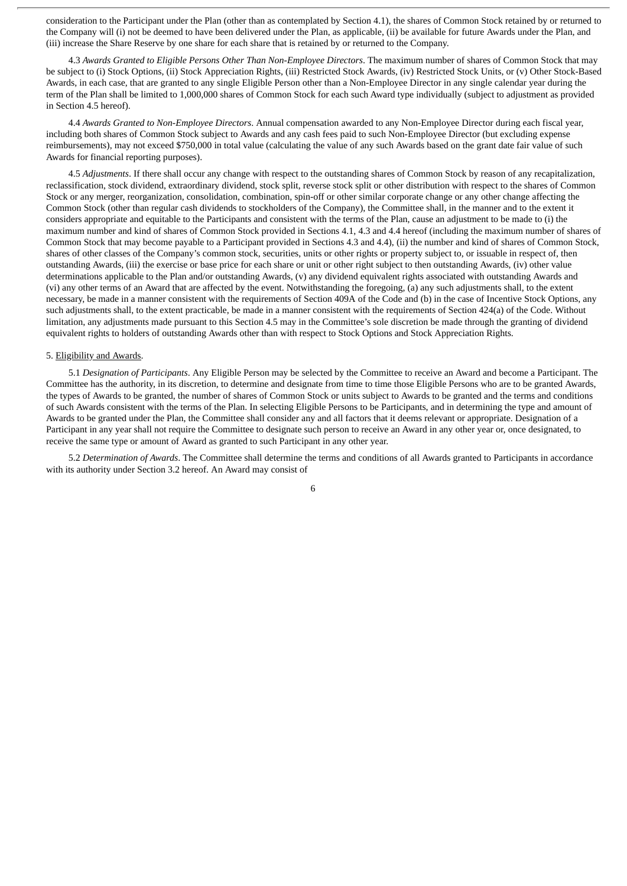consideration to the Participant under the Plan (other than as contemplated by Section 4.1), the shares of Common Stock retained by or returned to the Company will (i) not be deemed to have been delivered under the Plan, as applicable, (ii) be available for future Awards under the Plan, and (iii) increase the Share Reserve by one share for each share that is retained by or returned to the Company.

4.3 *Awards Granted to Eligible Persons Other Than Non-Employee Directors*. The maximum number of shares of Common Stock that may be subject to (i) Stock Options, (ii) Stock Appreciation Rights, (iii) Restricted Stock Awards, (iv) Restricted Stock Units, or (v) Other Stock-Based Awards, in each case, that are granted to any single Eligible Person other than a Non-Employee Director in any single calendar year during the term of the Plan shall be limited to 1,000,000 shares of Common Stock for each such Award type individually (subject to adjustment as provided in Section 4.5 hereof).

4.4 *Awards Granted to Non-Employee Directors*. Annual compensation awarded to any Non-Employee Director during each fiscal year, including both shares of Common Stock subject to Awards and any cash fees paid to such Non-Employee Director (but excluding expense reimbursements), may not exceed $750,000 in total value (calculating the value of any such Awards based on the grant date fair value of such Awards for financial reporting purposes).

4.5 *Adjustments*. If there shall occur any change with respect to the outstanding shares of Common Stock by reason of any recapitalization, reclassification, stock dividend, extraordinary dividend, stock split, reverse stock split or other distribution with respect to the shares of Common Stock or any merger, reorganization, consolidation, combination, spin-off or other similar corporate change or any other change affecting the Common Stock (other than regular cash dividends to stockholders of the Company), the Committee shall, in the manner and to the extent it considers appropriate and equitable to the Participants and consistent with the terms of the Plan, cause an adjustment to be made to (i) the maximum number and kind of shares of Common Stock provided in Sections 4.1, 4.3 and 4.4 hereof (including the maximum number of shares of Common Stock that may become payable to a Participant provided in Sections 4.3 and 4.4), (ii) the number and kind of shares of Common Stock, shares of other classes of the Company's common stock, securities, units or other rights or property subject to, or issuable in respect of, then outstanding Awards, (iii) the exercise or base price for each share or unit or other right subject to then outstanding Awards, (iv) other value determinations applicable to the Plan and/or outstanding Awards, (v) any dividend equivalent rights associated with outstanding Awards and (vi) any other terms of an Award that are affected by the event. Notwithstanding the foregoing, (a) any such adjustments shall, to the extent necessary, be made in a manner consistent with the requirements of Section 409A of the Code and (b) in the case of Incentive Stock Options, any such adjustments shall, to the extent practicable, be made in a manner consistent with the requirements of Section 424(a) of the Code. Without limitation, any adjustments made pursuant to this Section 4.5 may in the Committee's sole discretion be made through the granting of dividend equivalent rights to holders of outstanding Awards other than with respect to Stock Options and Stock Appreciation Rights.

5. Eligibility and Awards.

5.1 *Designation of Participants*. Any Eligible Person may be selected by the Committee to receive an Award and become a Participant. The Committee has the authority, in its discretion, to determine and designate from time to time those Eligible Persons who are to be granted Awards, the types of Awards to be granted, the number of shares of Common Stock or units subject to Awards to be granted and the terms and conditions of such Awards consistent with the terms of the Plan. In selecting Eligible Persons to be Participants, and in determining the type and amount of Awards to be granted under the Plan, the Committee shall consider any and all factors that it deems relevant or appropriate. Designation of a Participant in any year shall not require the Committee to designate such person to receive an Award in any other year or, once designated, to receive the same type or amount of Award as granted to such Participant in any other year.

5.2 *Determination of Awards*. The Committee shall determine the terms and conditions of all Awards granted to Participants in accordance with its authority under Section 3.2 hereof. An Award may consist of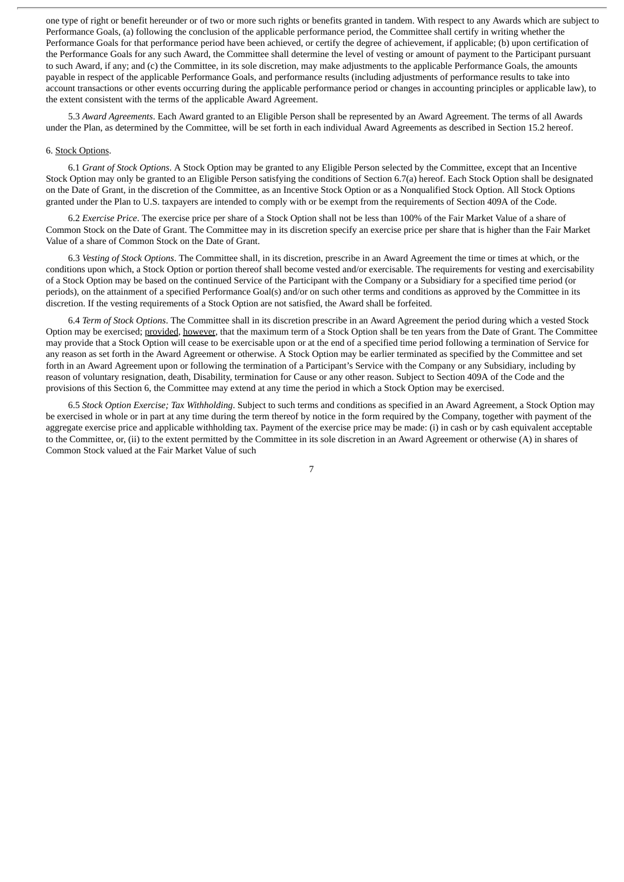one type of right or benefit hereunder or of two or more such rights or benefits granted in tandem. With respect to any Awards which are subject to Performance Goals, (a) following the conclusion of the applicable performance period, the Committee shall certify in writing whether the Performance Goals for that performance period have been achieved, or certify the degree of achievement, if applicable; (b) upon certification of the Performance Goals for any such Award, the Committee shall determine the level of vesting or amount of payment to the Participant pursuant to such Award, if any; and (c) the Committee, in its sole discretion, may make adjustments to the applicable Performance Goals, the amounts payable in respect of the applicable Performance Goals, and performance results (including adjustments of performance results to take into account transactions or other events occurring during the applicable performance period or changes in accounting principles or applicable law), to the extent consistent with the terms of the applicable Award Agreement.

5.3 *Award Agreements*. Each Award granted to an Eligible Person shall be represented by an Award Agreement. The terms of all Awards under the Plan, as determined by the Committee, will be set forth in each individual Award Agreements as described in Section 15.2 hereof.

6. Stock Options.

6.1 *Grant of Stock Options*. A Stock Option may be granted to any Eligible Person selected by the Committee, except that an Incentive Stock Option may only be granted to an Eligible Person satisfying the conditions of Section 6.7(a) hereof. Each Stock Option shall be designated on the Date of Grant, in the discretion of the Committee, as an Incentive Stock Option or as a Nonqualified Stock Option. All Stock Options granted under the Plan to U.S. taxpayers are intended to comply with or be exempt from the requirements of Section 409A of the Code.

6.2 *Exercise Price*. The exercise price per share of a Stock Option shall not be less than 100% of the Fair Market Value of a share of Common Stock on the Date of Grant. The Committee may in its discretion specify an exercise price per share that is higher than the Fair Market Value of a share of Common Stock on the Date of Grant.

6.3 *Vesting of Stock Options*. The Committee shall, in its discretion, prescribe in an Award Agreement the time or times at which, or the conditions upon which, a Stock Option or portion thereof shall become vested and/or exercisable. The requirements for vesting and exercisability of a Stock Option may be based on the continued Service of the Participant with the Company or a Subsidiary for a specified time period (or periods), on the attainment of a specified Performance Goal(s) and/or on such other terms and conditions as approved by the Committee in its discretion. If the vesting requirements of a Stock Option are not satisfied, the Award shall be forfeited.

6.4 *Term of Stock Options*. The Committee shall in its discretion prescribe in an Award Agreement the period during which a vested Stock Option may be exercised; provided, however, that the maximum term of a Stock Option shall be ten years from the Date of Grant. The Committee may provide that a Stock Option will cease to be exercisable upon or at the end of a specified time period following a termination of Service for any reason as set forth in the Award Agreement or otherwise. A Stock Option may be earlier terminated as specified by the Committee and set forth in an Award Agreement upon or following the termination of a Participant's Service with the Company or any Subsidiary, including by reason of voluntary resignation, death, Disability, termination for Cause or any other reason. Subject to Section 409A of the Code and the provisions of this Section 6, the Committee may extend at any time the period in which a Stock Option may be exercised.

6.5 *Stock Option Exercise; Tax Withholding*. Subject to such terms and conditions as specified in an Award Agreement, a Stock Option may be exercised in whole or in part at any time during the term thereof by notice in the form required by the Company, together with payment of the aggregate exercise price and applicable withholding tax. Payment of the exercise price may be made: (i) in cash or by cash equivalent acceptable to the Committee, or, (ii) to the extent permitted by the Committee in its sole discretion in an Award Agreement or otherwise (A) in shares of Common Stock valued at the Fair Market Value of such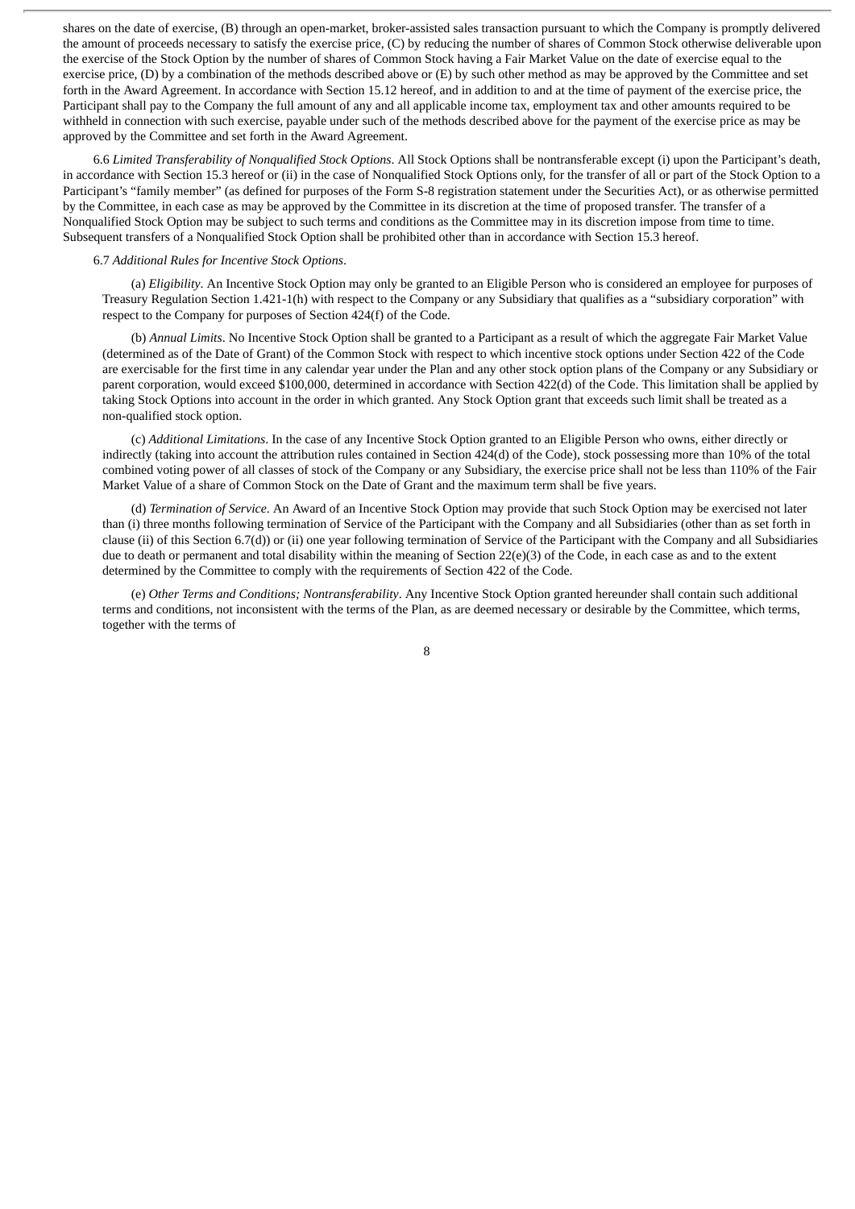shares on the date of exercise, (B) through an open-market, broker-assisted sales transaction pursuant to which the Company is promptly delivered the amount of proceeds necessary to satisfy the exercise price, (C) by reducing the number of shares of Common Stock otherwise deliverable upon the exercise of the Stock Option by the number of shares of Common Stock having a Fair Market Value on the date of exercise equal to the exercise price, (D) by a combination of the methods described above or (E) by such other method as may be approved by the Committee and set forth in the Award Agreement. In accordance with Section 15.12 hereof, and in addition to and at the time of payment of the exercise price, the Participant shall pay to the Company the full amount of any and all applicable income tax, employment tax and other amounts required to be withheld in connection with such exercise, payable under such of the methods described above for the payment of the exercise price as may be approved by the Committee and set forth in the Award Agreement.

6.6 *Limited Transferability of Nonqualified Stock Options*. All Stock Options shall be nontransferable except (i) upon the Participant's death, in accordance with Section 15.3 hereof or (ii) in the case of Nonqualified Stock Options only, for the transfer of all or part of the Stock Option to a Participant's "family member" (as defined for purposes of the Form S-8 registration statement under the Securities Act), or as otherwise permitted by the Committee, in each case as may be approved by the Committee in its discretion at the time of proposed transfer. The transfer of a Nonqualified Stock Option may be subject to such terms and conditions as the Committee may in its discretion impose from time to time. Subsequent transfers of a Nonqualified Stock Option shall be prohibited other than in accordance with Section 15.3 hereof.

6.7 *Additional Rules for Incentive Stock Options*.

(a) *Eligibility*. An Incentive Stock Option may only be granted to an Eligible Person who is considered an employee for purposes of Treasury Regulation Section 1.421-1(h) with respect to the Company or any Subsidiary that qualifies as a "subsidiary corporation" with respect to the Company for purposes of Section 424(f) of the Code.

(b) *Annual Limits*. No Incentive Stock Option shall be granted to a Participant as a result of which the aggregate Fair Market Value (determined as of the Date of Grant) of the Common Stock with respect to which incentive stock options under Section 422 of the Code are exercisable for the first time in any calendar year under the Plan and any other stock option plans of the Company or any Subsidiary or parent corporation, would exceed $100,000, determined in accordance with Section 422(d) of the Code. This limitation shall be applied by taking Stock Options into account in the order in which granted. Any Stock Option grant that exceeds such limit shall be treated as a non-qualified stock option.

(c) *Additional Limitations*. In the case of any Incentive Stock Option granted to an Eligible Person who owns, either directly or indirectly (taking into account the attribution rules contained in Section 424(d) of the Code), stock possessing more than 10% of the total combined voting power of all classes of stock of the Company or any Subsidiary, the exercise price shall not be less than 110% of the Fair Market Value of a share of Common Stock on the Date of Grant and the maximum term shall be five years.

(d) *Termination of Service*. An Award of an Incentive Stock Option may provide that such Stock Option may be exercised not later than (i) three months following termination of Service of the Participant with the Company and all Subsidiaries (other than as set forth in clause (ii) of this Section 6.7(d)) or (ii) one year following termination of Service of the Participant with the Company and all Subsidiaries due to death or permanent and total disability within the meaning of Section 22(e)(3) of the Code, in each case as and to the extent determined by the Committee to comply with the requirements of Section 422 of the Code.

(e) *Other Terms and Conditions; Nontransferability*. Any Incentive Stock Option granted hereunder shall contain such additional terms and conditions, not inconsistent with the terms of the Plan, as are deemed necessary or desirable by the Committee, which terms, together with the terms of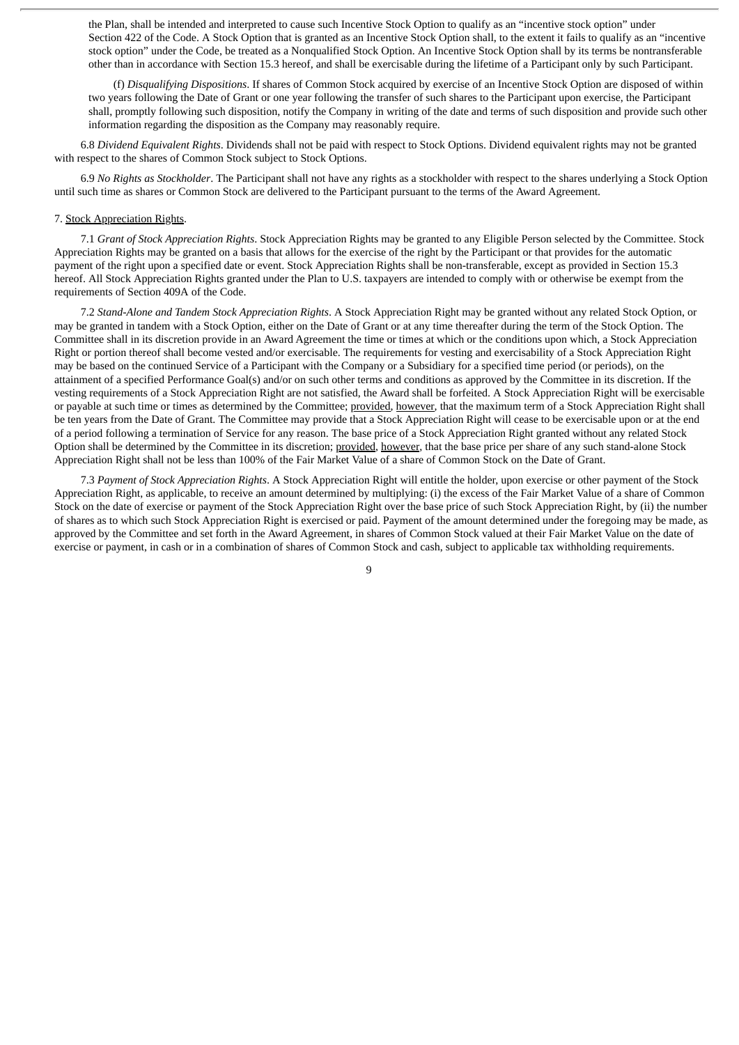the Plan, shall be intended and interpreted to cause such Incentive Stock Option to qualify as an "incentive stock option" under Section 422 of the Code. A Stock Option that is granted as an Incentive Stock Option shall, to the extent it fails to qualify as an "incentive stock option" under the Code, be treated as a Nonqualified Stock Option. An Incentive Stock Option shall by its terms be nontransferable other than in accordance with Section 15.3 hereof, and shall be exercisable during the lifetime of a Participant only by such Participant.

(f) *Disqualifying Dispositions*. If shares of Common Stock acquired by exercise of an Incentive Stock Option are disposed of within two years following the Date of Grant or one year following the transfer of such shares to the Participant upon exercise, the Participant shall, promptly following such disposition, notify the Company in writing of the date and terms of such disposition and provide such other information regarding the disposition as the Company may reasonably require.

6.8 *Dividend Equivalent Rights*. Dividends shall not be paid with respect to Stock Options. Dividend equivalent rights may not be granted with respect to the shares of Common Stock subject to Stock Options.

6.9 *No Rights as Stockholder*. The Participant shall not have any rights as a stockholder with respect to the shares underlying a Stock Option until such time as shares or Common Stock are delivered to the Participant pursuant to the terms of the Award Agreement.

7. Stock Appreciation Rights.

7.1 *Grant of Stock Appreciation Rights*. Stock Appreciation Rights may be granted to any Eligible Person selected by the Committee. Stock Appreciation Rights may be granted on a basis that allows for the exercise of the right by the Participant or that provides for the automatic payment of the right upon a specified date or event. Stock Appreciation Rights shall be non-transferable, except as provided in Section 15.3 hereof. All Stock Appreciation Rights granted under the Plan to U.S. taxpayers are intended to comply with or otherwise be exempt from the requirements of Section 409A of the Code.

7.2 *Stand-Alone and Tandem Stock Appreciation Rights*. A Stock Appreciation Right may be granted without any related Stock Option, or may be granted in tandem with a Stock Option, either on the Date of Grant or at any time thereafter during the term of the Stock Option. The Committee shall in its discretion provide in an Award Agreement the time or times at which or the conditions upon which, a Stock Appreciation Right or portion thereof shall become vested and/or exercisable. The requirements for vesting and exercisability of a Stock Appreciation Right may be based on the continued Service of a Participant with the Company or a Subsidiary for a specified time period (or periods), on the attainment of a specified Performance Goal(s) and/or on such other terms and conditions as approved by the Committee in its discretion. If the vesting requirements of a Stock Appreciation Right are not satisfied, the Award shall be forfeited. A Stock Appreciation Right will be exercisable or payable at such time or times as determined by the Committee; provided, however, that the maximum term of a Stock Appreciation Right shall be ten years from the Date of Grant. The Committee may provide that a Stock Appreciation Right will cease to be exercisable upon or at the end of a period following a termination of Service for any reason. The base price of a Stock Appreciation Right granted without any related Stock Option shall be determined by the Committee in its discretion; provided, however, that the base price per share of any such stand-alone Stock Appreciation Right shall not be less than 100% of the Fair Market Value of a share of Common Stock on the Date of Grant.

7.3 *Payment of Stock Appreciation Rights*. A Stock Appreciation Right will entitle the holder, upon exercise or other payment of the Stock Appreciation Right, as applicable, to receive an amount determined by multiplying: (i) the excess of the Fair Market Value of a share of Common Stock on the date of exercise or payment of the Stock Appreciation Right over the base price of such Stock Appreciation Right, by (ii) the number of shares as to which such Stock Appreciation Right is exercised or paid. Payment of the amount determined under the foregoing may be made, as approved by the Committee and set forth in the Award Agreement, in shares of Common Stock valued at their Fair Market Value on the date of exercise or payment, in cash or in a combination of shares of Common Stock and cash, subject to applicable tax withholding requirements.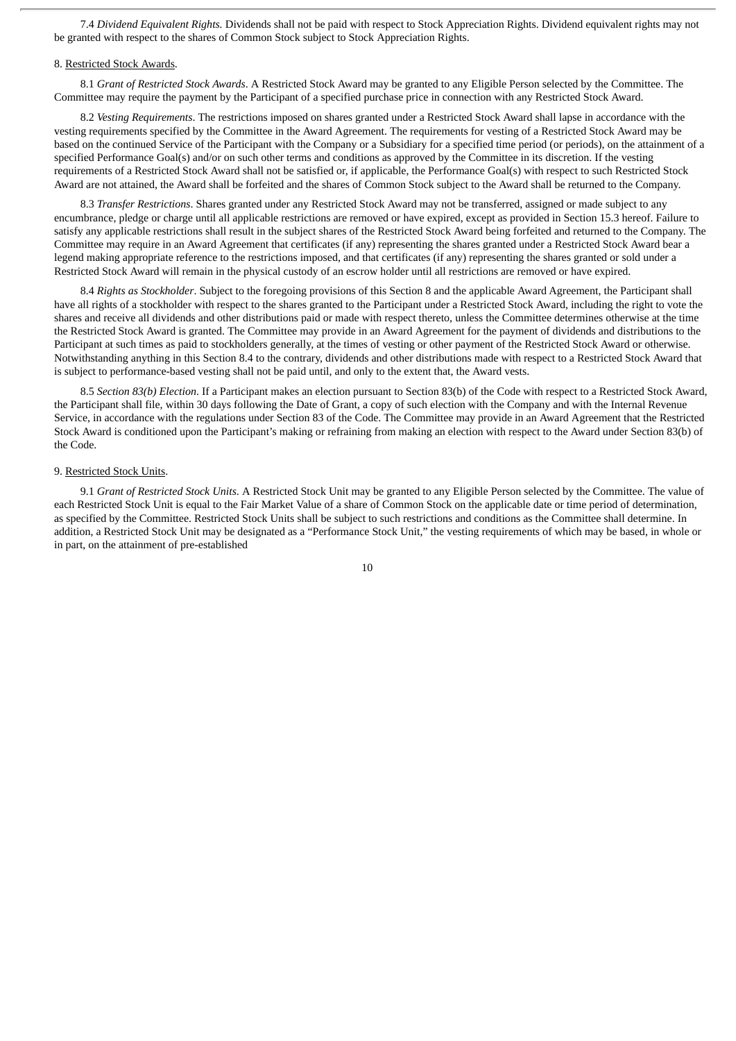7.4 *Dividend Equivalent Rights.* Dividends shall not be paid with respect to Stock Appreciation Rights. Dividend equivalent rights may not be granted with respect to the shares of Common Stock subject to Stock Appreciation Rights.

8. Restricted Stock Awards.

8.1 *Grant of Restricted Stock Awards*. A Restricted Stock Award may be granted to any Eligible Person selected by the Committee. The Committee may require the payment by the Participant of a specified purchase price in connection with any Restricted Stock Award.

8.2 *Vesting Requirements*. The restrictions imposed on shares granted under a Restricted Stock Award shall lapse in accordance with the vesting requirements specified by the Committee in the Award Agreement. The requirements for vesting of a Restricted Stock Award may be based on the continued Service of the Participant with the Company or a Subsidiary for a specified time period (or periods), on the attainment of a specified Performance Goal(s) and/or on such other terms and conditions as approved by the Committee in its discretion. If the vesting requirements of a Restricted Stock Award shall not be satisfied or, if applicable, the Performance Goal(s) with respect to such Restricted Stock Award are not attained, the Award shall be forfeited and the shares of Common Stock subject to the Award shall be returned to the Company.

8.3 *Transfer Restrictions*. Shares granted under any Restricted Stock Award may not be transferred, assigned or made subject to any encumbrance, pledge or charge until all applicable restrictions are removed or have expired, except as provided in Section 15.3 hereof. Failure to satisfy any applicable restrictions shall result in the subject shares of the Restricted Stock Award being forfeited and returned to the Company. The Committee may require in an Award Agreement that certificates (if any) representing the shares granted under a Restricted Stock Award bear a legend making appropriate reference to the restrictions imposed, and that certificates (if any) representing the shares granted or sold under a Restricted Stock Award will remain in the physical custody of an escrow holder until all restrictions are removed or have expired.

8.4 *Rights as Stockholder*. Subject to the foregoing provisions of this Section 8 and the applicable Award Agreement, the Participant shall have all rights of a stockholder with respect to the shares granted to the Participant under a Restricted Stock Award, including the right to vote the shares and receive all dividends and other distributions paid or made with respect thereto, unless the Committee determines otherwise at the time the Restricted Stock Award is granted. The Committee may provide in an Award Agreement for the payment of dividends and distributions to the Participant at such times as paid to stockholders generally, at the times of vesting or other payment of the Restricted Stock Award or otherwise. Notwithstanding anything in this Section 8.4 to the contrary, dividends and other distributions made with respect to a Restricted Stock Award that is subject to performance-based vesting shall not be paid until, and only to the extent that, the Award vests.

8.5 *Section 83(b) Election*. If a Participant makes an election pursuant to Section 83(b) of the Code with respect to a Restricted Stock Award, the Participant shall file, within 30 days following the Date of Grant, a copy of such election with the Company and with the Internal Revenue Service, in accordance with the regulations under Section 83 of the Code. The Committee may provide in an Award Agreement that the Restricted Stock Award is conditioned upon the Participant's making or refraining from making an election with respect to the Award under Section 83(b) of the Code.

9. Restricted Stock Units.

9.1 *Grant of Restricted Stock Units.* A Restricted Stock Unit may be granted to any Eligible Person selected by the Committee. The value of each Restricted Stock Unit is equal to the Fair Market Value of a share of Common Stock on the applicable date or time period of determination, as specified by the Committee. Restricted Stock Units shall be subject to such restrictions and conditions as the Committee shall determine. In addition, a Restricted Stock Unit may be designated as a "Performance Stock Unit," the vesting requirements of which may be based, in whole or in part, on the attainment of pre-established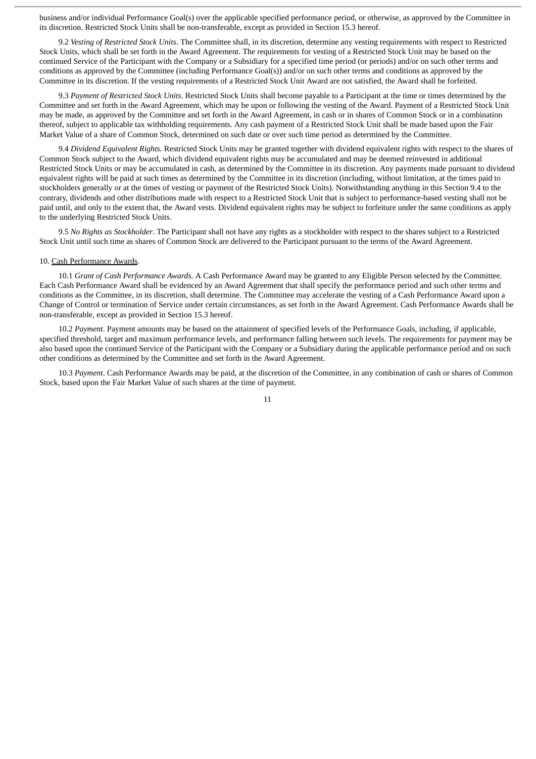business and/or individual Performance Goal(s) over the applicable specified performance period, or otherwise, as approved by the Committee in its discretion. Restricted Stock Units shall be non-transferable, except as provided in Section 15.3 hereof.

9.2 *Vesting of Restricted Stock Units*. The Committee shall, in its discretion, determine any vesting requirements with respect to Restricted Stock Units, which shall be set forth in the Award Agreement. The requirements for vesting of a Restricted Stock Unit may be based on the continued Service of the Participant with the Company or a Subsidiary for a specified time period (or periods) and/or on such other terms and conditions as approved by the Committee (including Performance Goal(s)) and/or on such other terms and conditions as approved by the Committee in its discretion. If the vesting requirements of a Restricted Stock Unit Award are not satisfied, the Award shall be forfeited.

9.3 *Payment of Restricted Stock Units*. Restricted Stock Units shall become payable to a Participant at the time or times determined by the Committee and set forth in the Award Agreement, which may be upon or following the vesting of the Award. Payment of a Restricted Stock Unit may be made, as approved by the Committee and set forth in the Award Agreement, in cash or in shares of Common Stock or in a combination thereof, subject to applicable tax withholding requirements. Any cash payment of a Restricted Stock Unit shall be made based upon the Fair Market Value of a share of Common Stock, determined on such date or over such time period as determined by the Committee.

9.4 *Dividend Equivalent Rights.* Restricted Stock Units may be granted together with dividend equivalent rights with respect to the shares of Common Stock subject to the Award, which dividend equivalent rights may be accumulated and may be deemed reinvested in additional Restricted Stock Units or may be accumulated in cash, as determined by the Committee in its discretion. Any payments made pursuant to dividend equivalent rights will be paid at such times as determined by the Committee in its discretion (including, without limitation, at the times paid to stockholders generally or at the times of vesting or payment of the Restricted Stock Units). Notwithstanding anything in this Section 9.4 to the contrary, dividends and other distributions made with respect to a Restricted Stock Unit that is subject to performance-based vesting shall not be paid until, and only to the extent that, the Award vests. Dividend equivalent rights may be subject to forfeiture under the same conditions as apply to the underlying Restricted Stock Units.

9.5 *No Rights as Stockholder*. The Participant shall not have any rights as a stockholder with respect to the shares subject to a Restricted Stock Unit until such time as shares of Common Stock are delivered to the Participant pursuant to the terms of the Award Agreement.

10. Cash Performance Awards.

10.1 *Grant of Cash Performance Awards*. A Cash Performance Award may be granted to any Eligible Person selected by the Committee. Each Cash Performance Award shall be evidenced by an Award Agreement that shall specify the performance period and such other terms and conditions as the Committee, in its discretion, shall determine. The Committee may accelerate the vesting of a Cash Performance Award upon a Change of Control or termination of Service under certain circumstances, as set forth in the Award Agreement. Cash Performance Awards shall be non-transferable, except as provided in Section 15.3 hereof.

10.2 *Payment*. Payment amounts may be based on the attainment of specified levels of the Performance Goals, including, if applicable, specified threshold, target and maximum performance levels, and performance falling between such levels. The requirements for payment may be also based upon the continued Service of the Participant with the Company or a Subsidiary during the applicable performance period and on such other conditions as determined by the Committee and set forth in the Award Agreement.

10.3 *Payment*. Cash Performance Awards may be paid, at the discretion of the Committee, in any combination of cash or shares of Common Stock, based upon the Fair Market Value of such shares at the time of payment.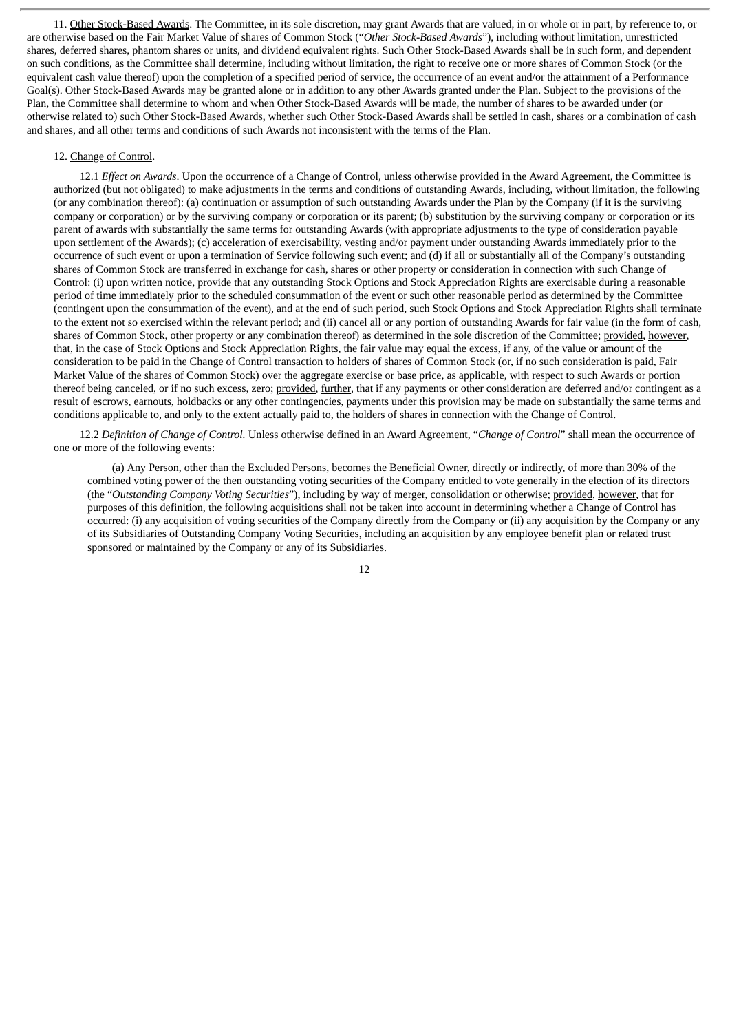11. Other Stock-Based Awards. The Committee, in its sole discretion, may grant Awards that are valued, in whole or in part, by reference to, or are otherwise based on the Fair Market Value of shares of Common Stock ("*Other Stock-Based Awards*"), including without limitation, unrestricted shares, deferred shares, phantom shares or units, and dividend equivalent rights. Such Other Stock-Based Awards shall be in such form, and dependent on such conditions, as the Committee shall determine, including without limitation, the right to receive one or more shares of Common Stock (or the equivalent cash value thereof) upon the completion of a specified period of service, the occurrence of an event and/or the attainment of a Performance Goal(s). Other Stock-Based Awards may be granted alone or in addition to any other Awards granted under the Plan. Subject to the provisions of the Plan, the Committee shall determine to whom and when Other Stock-Based Awards will be made, the number of shares to be awarded under (or otherwise related to) such Other Stock-Based Awards, whether such Other Stock-Based Awards shall be settled in cash, shares or a combination of cash and shares, and all other terms and conditions of such Awards not inconsistent with the terms of the Plan.

12. Change of Control.

12.1 *Effect on Awards*. Upon the occurrence of a Change of Control, unless otherwise provided in the Award Agreement, the Committee is authorized (but not obligated) to make adjustments in the terms and conditions of outstanding Awards, including, without limitation, the following (or any combination thereof): (a) continuation or assumption of such outstanding Awards under the Plan by the Company (if it is the surviving company or corporation) or by the surviving company or corporation or its parent; (b) substitution by the surviving company or corporation or its parent of awards with substantially the same terms for outstanding Awards (with appropriate adjustments to the type of consideration payable upon settlement of the Awards); (c) acceleration of exercisability, vesting and/or payment under outstanding Awards immediately prior to the occurrence of such event or upon a termination of Service following such event; and (d) if all or substantially all of the Company's outstanding shares of Common Stock are transferred in exchange for cash, shares or other property or consideration in connection with such Change of Control: (i) upon written notice, provide that any outstanding Stock Options and Stock Appreciation Rights are exercisable during a reasonable period of time immediately prior to the scheduled consummation of the event or such other reasonable period as determined by the Committee (contingent upon the consummation of the event), and at the end of such period, such Stock Options and Stock Appreciation Rights shall terminate to the extent not so exercised within the relevant period; and (ii) cancel all or any portion of outstanding Awards for fair value (in the form of cash, shares of Common Stock, other property or any combination thereof) as determined in the sole discretion of the Committee; provided, however, that, in the case of Stock Options and Stock Appreciation Rights, the fair value may equal the excess, if any, of the value or amount of the consideration to be paid in the Change of Control transaction to holders of shares of Common Stock (or, if no such consideration is paid, Fair Market Value of the shares of Common Stock) over the aggregate exercise or base price, as applicable, with respect to such Awards or portion thereof being canceled, or if no such excess, zero; provided, further, that if any payments or other consideration are deferred and/or contingent as a result of escrows, earnouts, holdbacks or any other contingencies, payments under this provision may be made on substantially the same terms and conditions applicable to, and only to the extent actually paid to, the holders of shares in connection with the Change of Control.

12.2 *Definition of Change of Control.* Unless otherwise defined in an Award Agreement, "*Change of Control*" shall mean the occurrence of one or more of the following events:

(a) Any Person, other than the Excluded Persons, becomes the Beneficial Owner, directly or indirectly, of more than 30% of the combined voting power of the then outstanding voting securities of the Company entitled to vote generally in the election of its directors (the "*Outstanding Company Voting Securities*"), including by way of merger, consolidation or otherwise; provided, however, that for purposes of this definition, the following acquisitions shall not be taken into account in determining whether a Change of Control has occurred: (i) any acquisition of voting securities of the Company directly from the Company or (ii) any acquisition by the Company or any of its Subsidiaries of Outstanding Company Voting Securities, including an acquisition by any employee benefit plan or related trust sponsored or maintained by the Company or any of its Subsidiaries.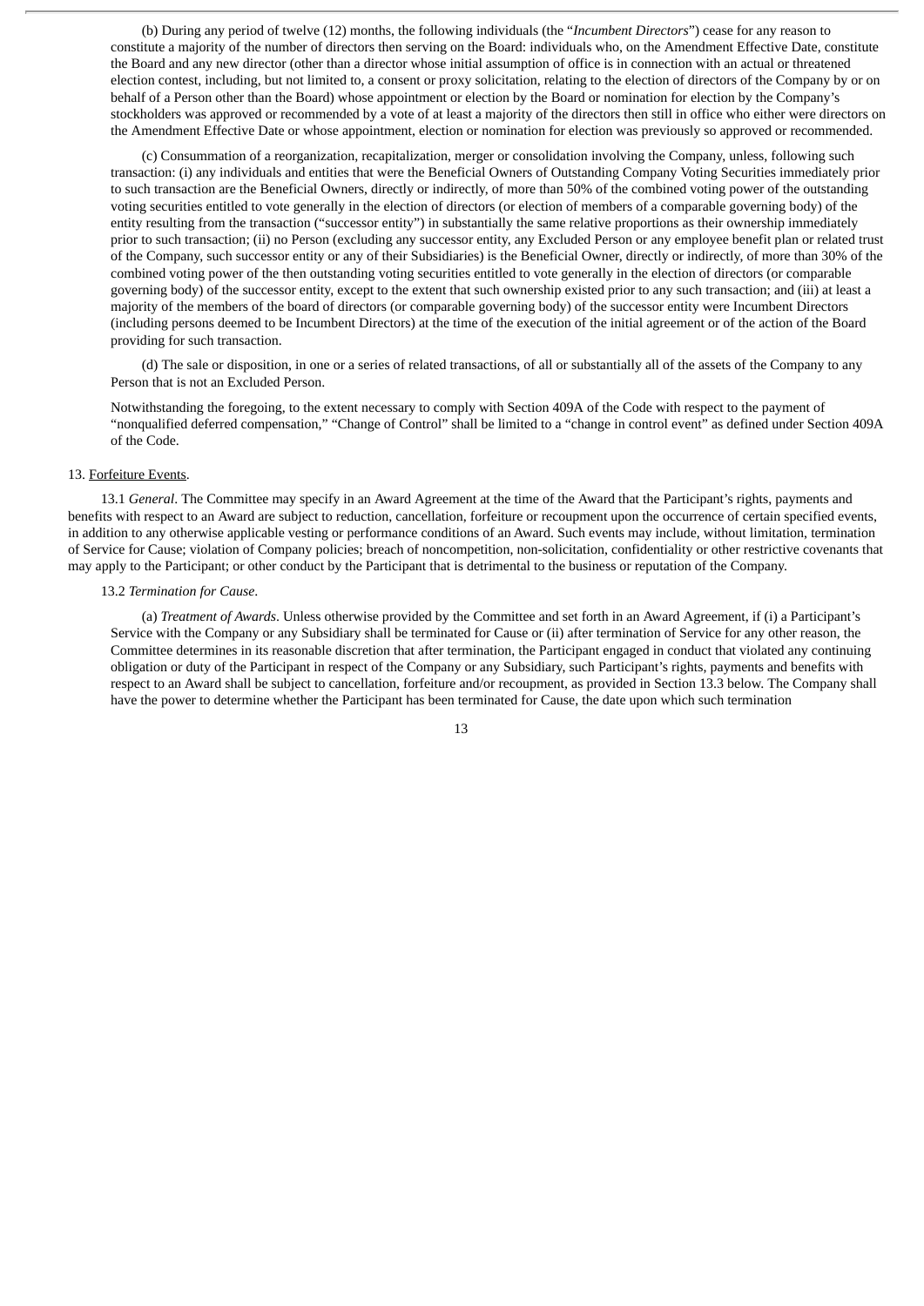(b) During any period of twelve (12) months, the following individuals (the "*Incumbent Directors*") cease for any reason to constitute a majority of the number of directors then serving on the Board: individuals who, on the Amendment Effective Date, constitute the Board and any new director (other than a director whose initial assumption of office is in connection with an actual or threatened election contest, including, but not limited to, a consent or proxy solicitation, relating to the election of directors of the Company by or on behalf of a Person other than the Board) whose appointment or election by the Board or nomination for election by the Company's stockholders was approved or recommended by a vote of at least a majority of the directors then still in office who either were directors on the Amendment Effective Date or whose appointment, election or nomination for election was previously so approved or recommended.

(c) Consummation of a reorganization, recapitalization, merger or consolidation involving the Company, unless, following such transaction: (i) any individuals and entities that were the Beneficial Owners of Outstanding Company Voting Securities immediately prior to such transaction are the Beneficial Owners, directly or indirectly, of more than 50% of the combined voting power of the outstanding voting securities entitled to vote generally in the election of directors (or election of members of a comparable governing body) of the entity resulting from the transaction ("successor entity") in substantially the same relative proportions as their ownership immediately prior to such transaction; (ii) no Person (excluding any successor entity, any Excluded Person or any employee benefit plan or related trust of the Company, such successor entity or any of their Subsidiaries) is the Beneficial Owner, directly or indirectly, of more than 30% of the combined voting power of the then outstanding voting securities entitled to vote generally in the election of directors (or comparable governing body) of the successor entity, except to the extent that such ownership existed prior to any such transaction; and (iii) at least a majority of the members of the board of directors (or comparable governing body) of the successor entity were Incumbent Directors (including persons deemed to be Incumbent Directors) at the time of the execution of the initial agreement or of the action of the Board providing for such transaction.

(d) The sale or disposition, in one or a series of related transactions, of all or substantially all of the assets of the Company to any Person that is not an Excluded Person.

Notwithstanding the foregoing, to the extent necessary to comply with Section 409A of the Code with respect to the payment of "nonqualified deferred compensation," "Change of Control" shall be limited to a "change in control event" as defined under Section 409A of the Code.

13. Forfeiture Events.

13.1 *General*. The Committee may specify in an Award Agreement at the time of the Award that the Participant's rights, payments and benefits with respect to an Award are subject to reduction, cancellation, forfeiture or recoupment upon the occurrence of certain specified events, in addition to any otherwise applicable vesting or performance conditions of an Award. Such events may include, without limitation, termination of Service for Cause; violation of Company policies; breach of noncompetition, non-solicitation, confidentiality or other restrictive covenants that may apply to the Participant; or other conduct by the Participant that is detrimental to the business or reputation of the Company.

13.2 *Termination for Cause*.

(a) *Treatment of Awards*. Unless otherwise provided by the Committee and set forth in an Award Agreement, if (i) a Participant's Service with the Company or any Subsidiary shall be terminated for Cause or (ii) after termination of Service for any other reason, the Committee determines in its reasonable discretion that after termination, the Participant engaged in conduct that violated any continuing obligation or duty of the Participant in respect of the Company or any Subsidiary, such Participant's rights, payments and benefits with respect to an Award shall be subject to cancellation, forfeiture and/or recoupment, as provided in Section 13.3 below. The Company shall have the power to determine whether the Participant has been terminated for Cause, the date upon which such termination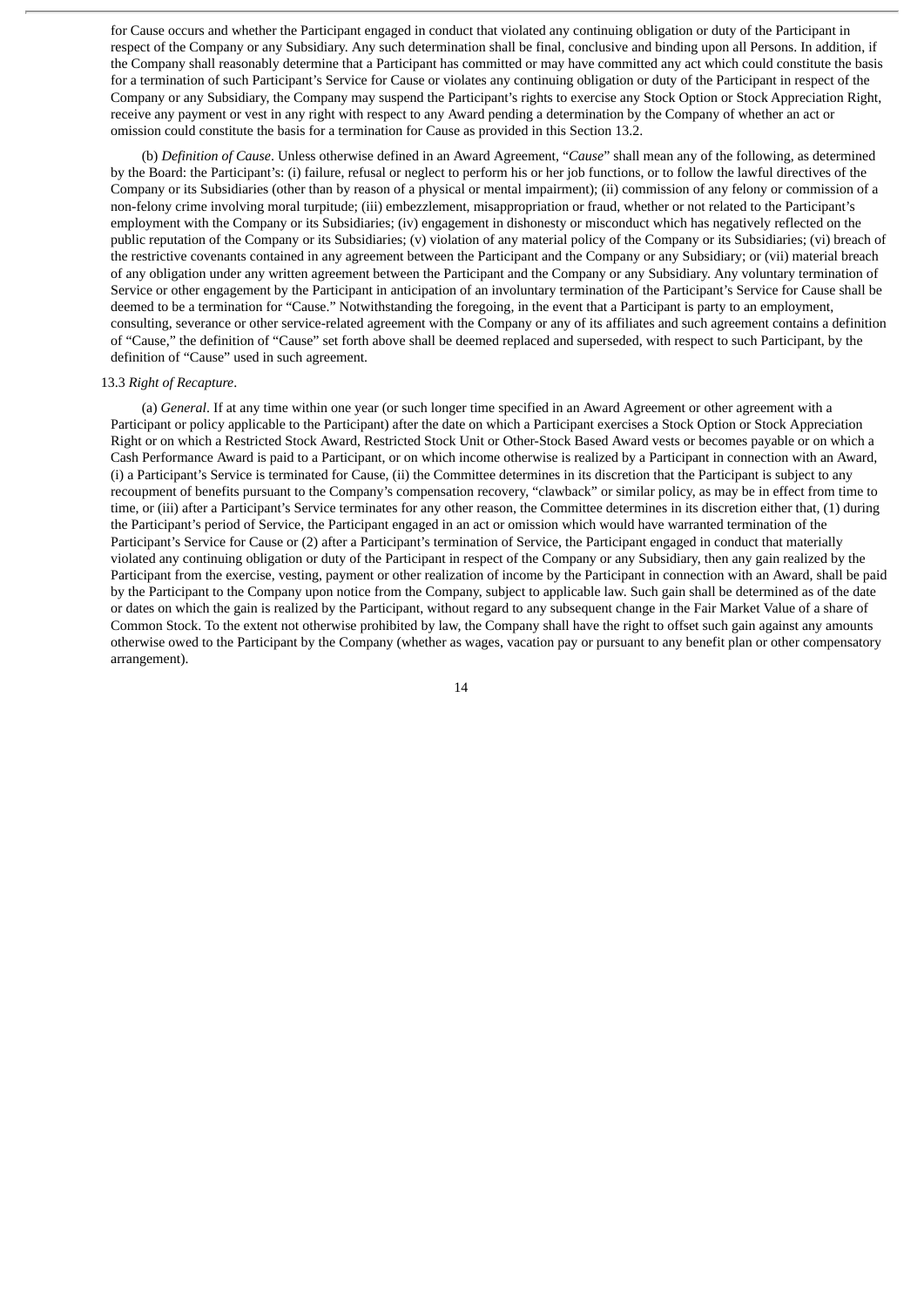for Cause occurs and whether the Participant engaged in conduct that violated any continuing obligation or duty of the Participant in respect of the Company or any Subsidiary. Any such determination shall be final, conclusive and binding upon all Persons. In addition, if the Company shall reasonably determine that a Participant has committed or may have committed any act which could constitute the basis for a termination of such Participant's Service for Cause or violates any continuing obligation or duty of the Participant in respect of the Company or any Subsidiary, the Company may suspend the Participant's rights to exercise any Stock Option or Stock Appreciation Right, receive any payment or vest in any right with respect to any Award pending a determination by the Company of whether an act or omission could constitute the basis for a termination for Cause as provided in this Section 13.2.

(b) *Definition of Cause*. Unless otherwise defined in an Award Agreement, "*Cause*" shall mean any of the following, as determined by the Board: the Participant's: (i) failure, refusal or neglect to perform his or her job functions, or to follow the lawful directives of the Company or its Subsidiaries (other than by reason of a physical or mental impairment); (ii) commission of any felony or commission of a non-felony crime involving moral turpitude; (iii) embezzlement, misappropriation or fraud, whether or not related to the Participant's employment with the Company or its Subsidiaries; (iv) engagement in dishonesty or misconduct which has negatively reflected on the public reputation of the Company or its Subsidiaries; (v) violation of any material policy of the Company or its Subsidiaries; (vi) breach of the restrictive covenants contained in any agreement between the Participant and the Company or any Subsidiary; or (vii) material breach of any obligation under any written agreement between the Participant and the Company or any Subsidiary. Any voluntary termination of Service or other engagement by the Participant in anticipation of an involuntary termination of the Participant's Service for Cause shall be deemed to be a termination for "Cause." Notwithstanding the foregoing, in the event that a Participant is party to an employment, consulting, severance or other service-related agreement with the Company or any of its affiliates and such agreement contains a definition of "Cause," the definition of "Cause" set forth above shall be deemed replaced and superseded, with respect to such Participant, by the definition of "Cause" used in such agreement.

13.3 *Right of Recapture*.

(a) *General*. If at any time within one year (or such longer time specified in an Award Agreement or other agreement with a Participant or policy applicable to the Participant) after the date on which a Participant exercises a Stock Option or Stock Appreciation Right or on which a Restricted Stock Award, Restricted Stock Unit or Other-Stock Based Award vests or becomes payable or on which a Cash Performance Award is paid to a Participant, or on which income otherwise is realized by a Participant in connection with an Award, (i) a Participant's Service is terminated for Cause, (ii) the Committee determines in its discretion that the Participant is subject to any recoupment of benefits pursuant to the Company's compensation recovery, "clawback" or similar policy, as may be in effect from time to time, or (iii) after a Participant's Service terminates for any other reason, the Committee determines in its discretion either that, (1) during the Participant's period of Service, the Participant engaged in an act or omission which would have warranted termination of the Participant's Service for Cause or (2) after a Participant's termination of Service, the Participant engaged in conduct that materially violated any continuing obligation or duty of the Participant in respect of the Company or any Subsidiary, then any gain realized by the Participant from the exercise, vesting, payment or other realization of income by the Participant in connection with an Award, shall be paid by the Participant to the Company upon notice from the Company, subject to applicable law. Such gain shall be determined as of the date or dates on which the gain is realized by the Participant, without regard to any subsequent change in the Fair Market Value of a share of Common Stock. To the extent not otherwise prohibited by law, the Company shall have the right to offset such gain against any amounts otherwise owed to the Participant by the Company (whether as wages, vacation pay or pursuant to any benefit plan or other compensatory arrangement).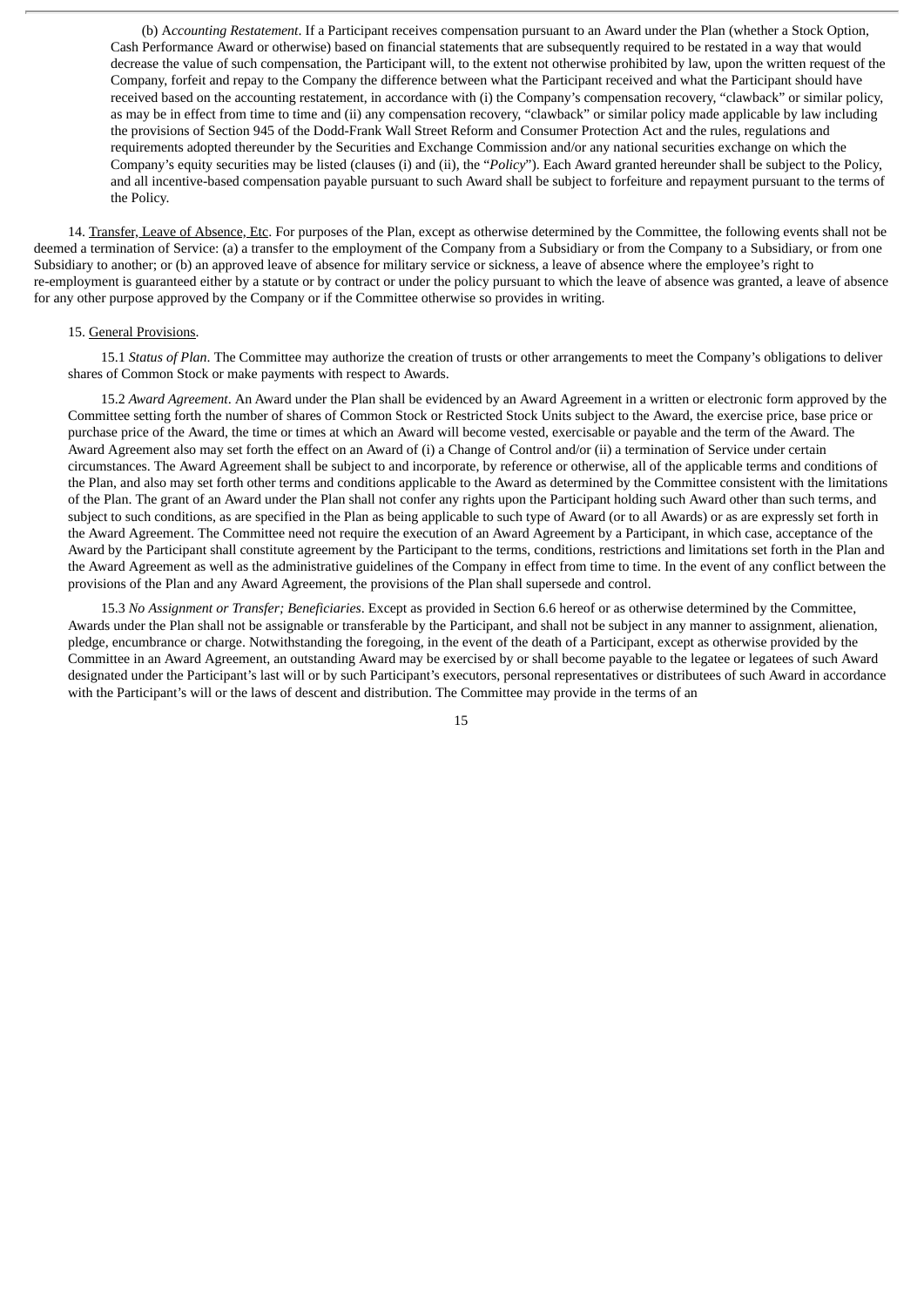(b) A*ccounting Restatement*. If a Participant receives compensation pursuant to an Award under the Plan (whether a Stock Option, Cash Performance Award or otherwise) based on financial statements that are subsequently required to be restated in a way that would decrease the value of such compensation, the Participant will, to the extent not otherwise prohibited by law, upon the written request of the Company, forfeit and repay to the Company the difference between what the Participant received and what the Participant should have received based on the accounting restatement, in accordance with (i) the Company's compensation recovery, "clawback" or similar policy, as may be in effect from time to time and (ii) any compensation recovery, "clawback" or similar policy made applicable by law including the provisions of Section 945 of the Dodd-Frank Wall Street Reform and Consumer Protection Act and the rules, regulations and requirements adopted thereunder by the Securities and Exchange Commission and/or any national securities exchange on which the Company's equity securities may be listed (clauses (i) and (ii), the "*Policy*"). Each Award granted hereunder shall be subject to the Policy, and all incentive-based compensation payable pursuant to such Award shall be subject to forfeiture and repayment pursuant to the terms of the Policy.

14. Transfer, Leave of Absence, Etc. For purposes of the Plan, except as otherwise determined by the Committee, the following events shall not be deemed a termination of Service: (a) a transfer to the employment of the Company from a Subsidiary or from the Company to a Subsidiary, or from one Subsidiary to another; or (b) an approved leave of absence for military service or sickness, a leave of absence where the employee's right to re-employment is guaranteed either by a statute or by contract or under the policy pursuant to which the leave of absence was granted, a leave of absence for any other purpose approved by the Company or if the Committee otherwise so provides in writing.

15. General Provisions.

15.1 *Status of Plan*. The Committee may authorize the creation of trusts or other arrangements to meet the Company's obligations to deliver shares of Common Stock or make payments with respect to Awards.

15.2 *Award Agreement*. An Award under the Plan shall be evidenced by an Award Agreement in a written or electronic form approved by the Committee setting forth the number of shares of Common Stock or Restricted Stock Units subject to the Award, the exercise price, base price or purchase price of the Award, the time or times at which an Award will become vested, exercisable or payable and the term of the Award. The Award Agreement also may set forth the effect on an Award of (i) a Change of Control and/or (ii) a termination of Service under certain circumstances. The Award Agreement shall be subject to and incorporate, by reference or otherwise, all of the applicable terms and conditions of the Plan, and also may set forth other terms and conditions applicable to the Award as determined by the Committee consistent with the limitations of the Plan. The grant of an Award under the Plan shall not confer any rights upon the Participant holding such Award other than such terms, and subject to such conditions, as are specified in the Plan as being applicable to such type of Award (or to all Awards) or as are expressly set forth in the Award Agreement. The Committee need not require the execution of an Award Agreement by a Participant, in which case, acceptance of the Award by the Participant shall constitute agreement by the Participant to the terms, conditions, restrictions and limitations set forth in the Plan and the Award Agreement as well as the administrative guidelines of the Company in effect from time to time. In the event of any conflict between the provisions of the Plan and any Award Agreement, the provisions of the Plan shall supersede and control.

15.3 *No Assignment or Transfer; Beneficiaries*. Except as provided in Section 6.6 hereof or as otherwise determined by the Committee, Awards under the Plan shall not be assignable or transferable by the Participant, and shall not be subject in any manner to assignment, alienation, pledge, encumbrance or charge. Notwithstanding the foregoing, in the event of the death of a Participant, except as otherwise provided by the Committee in an Award Agreement, an outstanding Award may be exercised by or shall become payable to the legatee or legatees of such Award designated under the Participant's last will or by such Participant's executors, personal representatives or distributees of such Award in accordance with the Participant's will or the laws of descent and distribution. The Committee may provide in the terms of an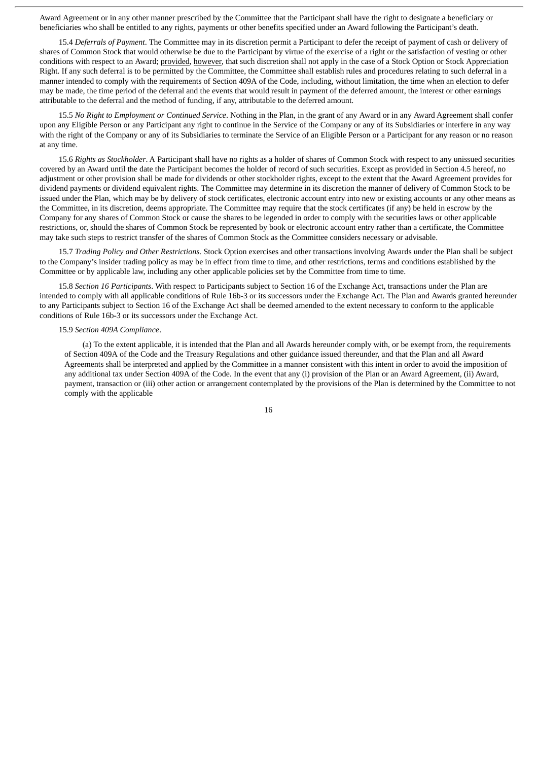Award Agreement or in any other manner prescribed by the Committee that the Participant shall have the right to designate a beneficiary or beneficiaries who shall be entitled to any rights, payments or other benefits specified under an Award following the Participant's death.

15.4 *Deferrals of Payment*. The Committee may in its discretion permit a Participant to defer the receipt of payment of cash or delivery of shares of Common Stock that would otherwise be due to the Participant by virtue of the exercise of a right or the satisfaction of vesting or other conditions with respect to an Award; provided, however, that such discretion shall not apply in the case of a Stock Option or Stock Appreciation Right. If any such deferral is to be permitted by the Committee, the Committee shall establish rules and procedures relating to such deferral in a manner intended to comply with the requirements of Section 409A of the Code, including, without limitation, the time when an election to defer may be made, the time period of the deferral and the events that would result in payment of the deferred amount, the interest or other earnings attributable to the deferral and the method of funding, if any, attributable to the deferred amount.

15.5 *No Right to Employment or Continued Service*. Nothing in the Plan, in the grant of any Award or in any Award Agreement shall confer upon any Eligible Person or any Participant any right to continue in the Service of the Company or any of its Subsidiaries or interfere in any way with the right of the Company or any of its Subsidiaries to terminate the Service of an Eligible Person or a Participant for any reason or no reason at any time.

15.6 *Rights as Stockholder*. A Participant shall have no rights as a holder of shares of Common Stock with respect to any unissued securities covered by an Award until the date the Participant becomes the holder of record of such securities. Except as provided in Section 4.5 hereof, no adjustment or other provision shall be made for dividends or other stockholder rights, except to the extent that the Award Agreement provides for dividend payments or dividend equivalent rights. The Committee may determine in its discretion the manner of delivery of Common Stock to be issued under the Plan, which may be by delivery of stock certificates, electronic account entry into new or existing accounts or any other means as the Committee, in its discretion, deems appropriate. The Committee may require that the stock certificates (if any) be held in escrow by the Company for any shares of Common Stock or cause the shares to be legended in order to comply with the securities laws or other applicable restrictions, or, should the shares of Common Stock be represented by book or electronic account entry rather than a certificate, the Committee may take such steps to restrict transfer of the shares of Common Stock as the Committee considers necessary or advisable.

15.7 *Trading Policy and Other Restrictions.* Stock Option exercises and other transactions involving Awards under the Plan shall be subject to the Company's insider trading policy as may be in effect from time to time, and other restrictions, terms and conditions established by the Committee or by applicable law, including any other applicable policies set by the Committee from time to time.

15.8 *Section 16 Participants*. With respect to Participants subject to Section 16 of the Exchange Act, transactions under the Plan are intended to comply with all applicable conditions of Rule 16b-3 or its successors under the Exchange Act. The Plan and Awards granted hereunder to any Participants subject to Section 16 of the Exchange Act shall be deemed amended to the extent necessary to conform to the applicable conditions of Rule 16b-3 or its successors under the Exchange Act.

15.9 *Section 409A Compliance*.

(a) To the extent applicable, it is intended that the Plan and all Awards hereunder comply with, or be exempt from, the requirements of Section 409A of the Code and the Treasury Regulations and other guidance issued thereunder, and that the Plan and all Award Agreements shall be interpreted and applied by the Committee in a manner consistent with this intent in order to avoid the imposition of any additional tax under Section 409A of the Code. In the event that any (i) provision of the Plan or an Award Agreement, (ii) Award, payment, transaction or (iii) other action or arrangement contemplated by the provisions of the Plan is determined by the Committee to not comply with the applicable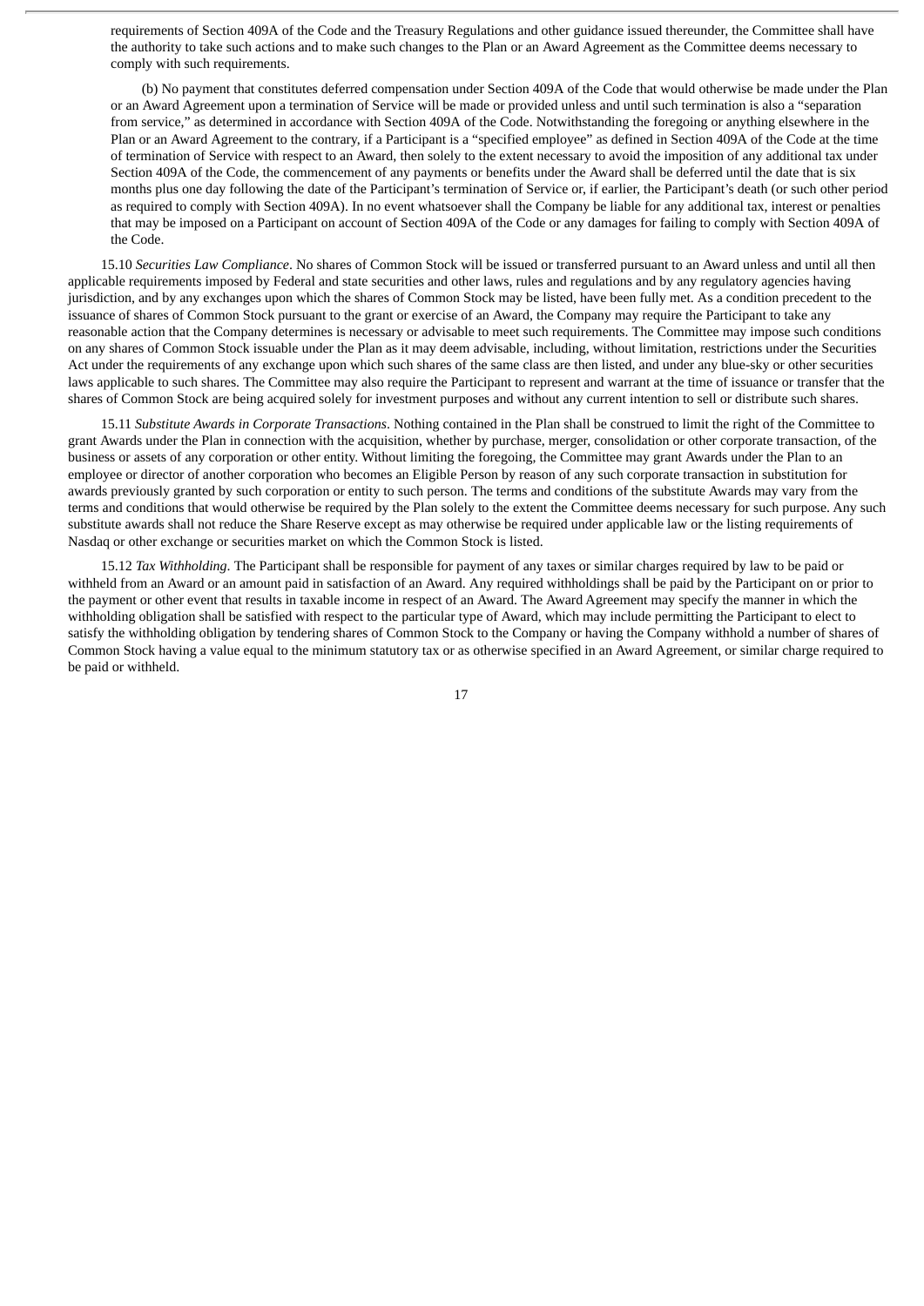requirements of Section 409A of the Code and the Treasury Regulations and other guidance issued thereunder, the Committee shall have the authority to take such actions and to make such changes to the Plan or an Award Agreement as the Committee deems necessary to comply with such requirements.

(b) No payment that constitutes deferred compensation under Section 409A of the Code that would otherwise be made under the Plan or an Award Agreement upon a termination of Service will be made or provided unless and until such termination is also a "separation from service," as determined in accordance with Section 409A of the Code. Notwithstanding the foregoing or anything elsewhere in the Plan or an Award Agreement to the contrary, if a Participant is a "specified employee" as defined in Section 409A of the Code at the time of termination of Service with respect to an Award, then solely to the extent necessary to avoid the imposition of any additional tax under Section 409A of the Code, the commencement of any payments or benefits under the Award shall be deferred until the date that is six months plus one day following the date of the Participant's termination of Service or, if earlier, the Participant's death (or such other period as required to comply with Section 409A). In no event whatsoever shall the Company be liable for any additional tax, interest or penalties that may be imposed on a Participant on account of Section 409A of the Code or any damages for failing to comply with Section 409A of the Code.

15.10 *Securities Law Compliance*. No shares of Common Stock will be issued or transferred pursuant to an Award unless and until all then applicable requirements imposed by Federal and state securities and other laws, rules and regulations and by any regulatory agencies having jurisdiction, and by any exchanges upon which the shares of Common Stock may be listed, have been fully met. As a condition precedent to the issuance of shares of Common Stock pursuant to the grant or exercise of an Award, the Company may require the Participant to take any reasonable action that the Company determines is necessary or advisable to meet such requirements. The Committee may impose such conditions on any shares of Common Stock issuable under the Plan as it may deem advisable, including, without limitation, restrictions under the Securities Act under the requirements of any exchange upon which such shares of the same class are then listed, and under any blue-sky or other securities laws applicable to such shares. The Committee may also require the Participant to represent and warrant at the time of issuance or transfer that the shares of Common Stock are being acquired solely for investment purposes and without any current intention to sell or distribute such shares.

15.11 *Substitute Awards in Corporate Transactions*. Nothing contained in the Plan shall be construed to limit the right of the Committee to grant Awards under the Plan in connection with the acquisition, whether by purchase, merger, consolidation or other corporate transaction, of the business or assets of any corporation or other entity. Without limiting the foregoing, the Committee may grant Awards under the Plan to an employee or director of another corporation who becomes an Eligible Person by reason of any such corporate transaction in substitution for awards previously granted by such corporation or entity to such person. The terms and conditions of the substitute Awards may vary from the terms and conditions that would otherwise be required by the Plan solely to the extent the Committee deems necessary for such purpose. Any such substitute awards shall not reduce the Share Reserve except as may otherwise be required under applicable law or the listing requirements of Nasdaq or other exchange or securities market on which the Common Stock is listed.

15.12 *Tax Withholding*. The Participant shall be responsible for payment of any taxes or similar charges required by law to be paid or withheld from an Award or an amount paid in satisfaction of an Award. Any required withholdings shall be paid by the Participant on or prior to the payment or other event that results in taxable income in respect of an Award. The Award Agreement may specify the manner in which the withholding obligation shall be satisfied with respect to the particular type of Award, which may include permitting the Participant to elect to satisfy the withholding obligation by tendering shares of Common Stock to the Company or having the Company withhold a number of shares of Common Stock having a value equal to the minimum statutory tax or as otherwise specified in an Award Agreement, or similar charge required to be paid or withheld.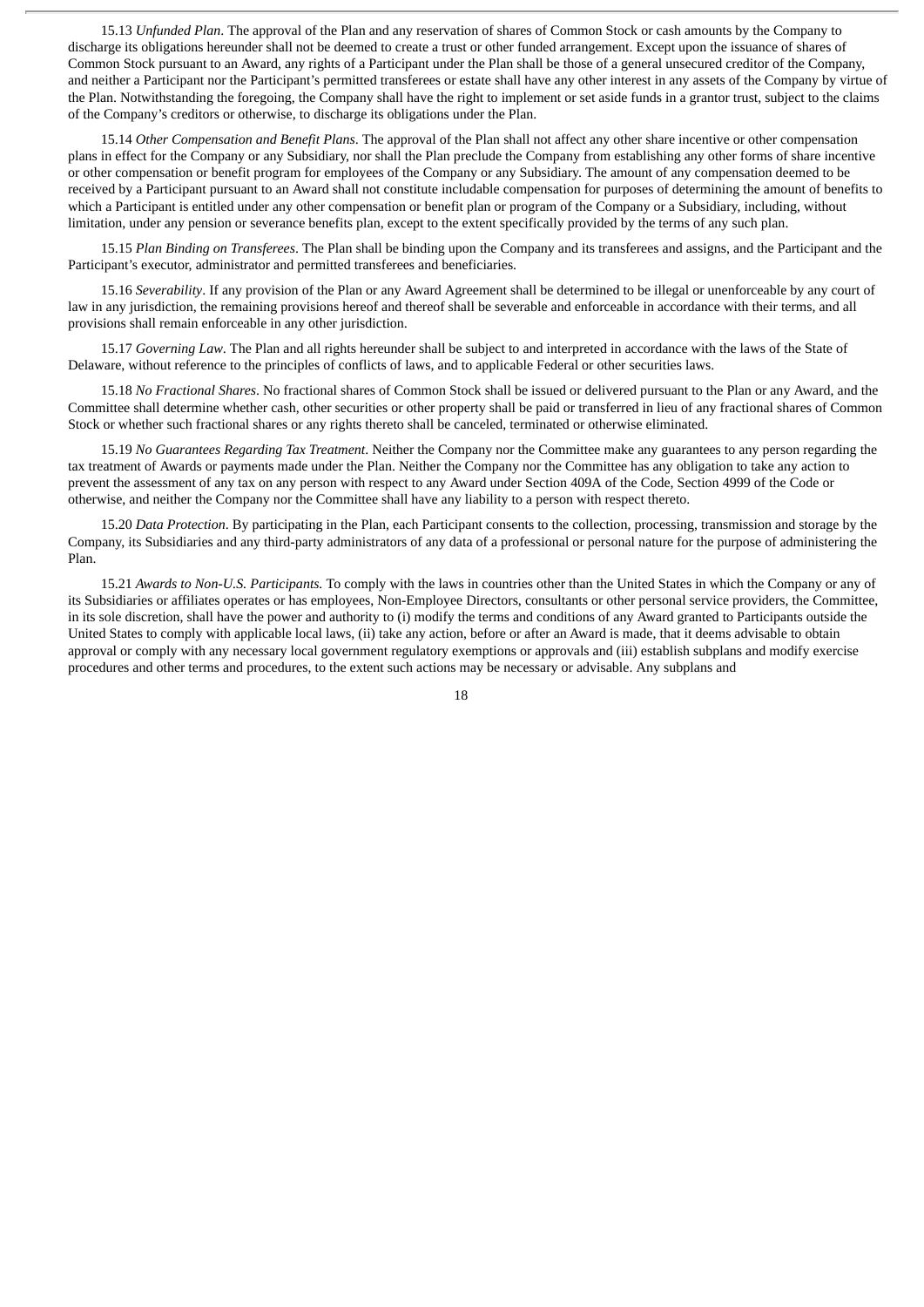15.13 *Unfunded Plan*. The approval of the Plan and any reservation of shares of Common Stock or cash amounts by the Company to discharge its obligations hereunder shall not be deemed to create a trust or other funded arrangement. Except upon the issuance of shares of Common Stock pursuant to an Award, any rights of a Participant under the Plan shall be those of a general unsecured creditor of the Company, and neither a Participant nor the Participant's permitted transferees or estate shall have any other interest in any assets of the Company by virtue of the Plan. Notwithstanding the foregoing, the Company shall have the right to implement or set aside funds in a grantor trust, subject to the claims of the Company's creditors or otherwise, to discharge its obligations under the Plan.

15.14 *Other Compensation and Benefit Plans*. The approval of the Plan shall not affect any other share incentive or other compensation plans in effect for the Company or any Subsidiary, nor shall the Plan preclude the Company from establishing any other forms of share incentive or other compensation or benefit program for employees of the Company or any Subsidiary. The amount of any compensation deemed to be received by a Participant pursuant to an Award shall not constitute includable compensation for purposes of determining the amount of benefits to which a Participant is entitled under any other compensation or benefit plan or program of the Company or a Subsidiary, including, without limitation, under any pension or severance benefits plan, except to the extent specifically provided by the terms of any such plan.

15.15 *Plan Binding on Transferees*. The Plan shall be binding upon the Company and its transferees and assigns, and the Participant and the Participant's executor, administrator and permitted transferees and beneficiaries.

15.16 *Severability*. If any provision of the Plan or any Award Agreement shall be determined to be illegal or unenforceable by any court of law in any jurisdiction, the remaining provisions hereof and thereof shall be severable and enforceable in accordance with their terms, and all provisions shall remain enforceable in any other jurisdiction.

15.17 *Governing Law*. The Plan and all rights hereunder shall be subject to and interpreted in accordance with the laws of the State of Delaware, without reference to the principles of conflicts of laws, and to applicable Federal or other securities laws.

15.18 *No Fractional Shares*. No fractional shares of Common Stock shall be issued or delivered pursuant to the Plan or any Award, and the Committee shall determine whether cash, other securities or other property shall be paid or transferred in lieu of any fractional shares of Common Stock or whether such fractional shares or any rights thereto shall be canceled, terminated or otherwise eliminated.

15.19 *No Guarantees Regarding Tax Treatment*. Neither the Company nor the Committee make any guarantees to any person regarding the tax treatment of Awards or payments made under the Plan. Neither the Company nor the Committee has any obligation to take any action to prevent the assessment of any tax on any person with respect to any Award under Section 409A of the Code, Section 4999 of the Code or otherwise, and neither the Company nor the Committee shall have any liability to a person with respect thereto.

15.20 *Data Protection*. By participating in the Plan, each Participant consents to the collection, processing, transmission and storage by the Company, its Subsidiaries and any third-party administrators of any data of a professional or personal nature for the purpose of administering the Plan.

15.21 *Awards to Non-U.S. Participants.* To comply with the laws in countries other than the United States in which the Company or any of its Subsidiaries or affiliates operates or has employees, Non-Employee Directors, consultants or other personal service providers, the Committee, in its sole discretion, shall have the power and authority to (i) modify the terms and conditions of any Award granted to Participants outside the United States to comply with applicable local laws, (ii) take any action, before or after an Award is made, that it deems advisable to obtain approval or comply with any necessary local government regulatory exemptions or approvals and (iii) establish subplans and modify exercise procedures and other terms and procedures, to the extent such actions may be necessary or advisable. Any subplans and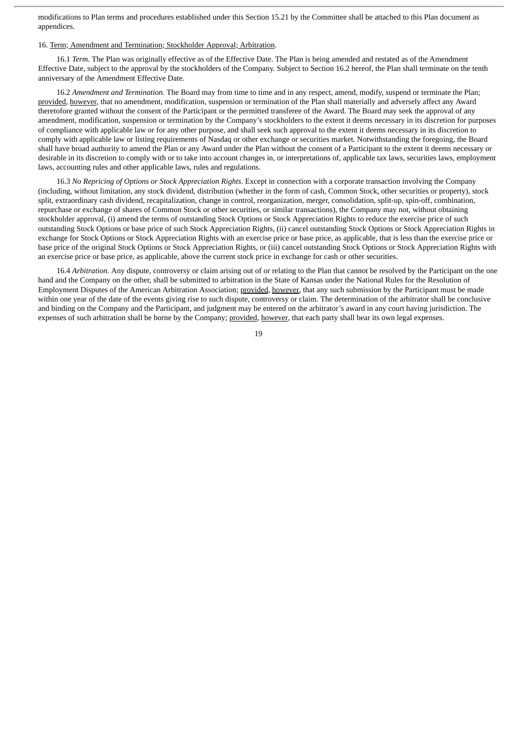modifications to Plan terms and procedures established under this Section 15.21 by the Committee shall be attached to this Plan document as appendices.

16. Term; Amendment and Termination; Stockholder Approval; Arbitration.

16.1 *Term*. The Plan was originally effective as of the Effective Date. The Plan is being amended and restated as of the Amendment Effective Date, subject to the approval by the stockholders of the Company. Subject to Section 16.2 hereof, the Plan shall terminate on the tenth anniversary of the Amendment Effective Date.

16.2 *Amendment and Termination*. The Board may from time to time and in any respect, amend, modify, suspend or terminate the Plan; provided, however, that no amendment, modification, suspension or termination of the Plan shall materially and adversely affect any Award theretofore granted without the consent of the Participant or the permitted transferee of the Award. The Board may seek the approval of any amendment, modification, suspension or termination by the Company's stockholders to the extent it deems necessary in its discretion for purposes of compliance with applicable law or for any other purpose, and shall seek such approval to the extent it deems necessary in its discretion to comply with applicable law or listing requirements of Nasdaq or other exchange or securities market. Notwithstanding the foregoing, the Board shall have broad authority to amend the Plan or any Award under the Plan without the consent of a Participant to the extent it deems necessary or desirable in its discretion to comply with or to take into account changes in, or interpretations of, applicable tax laws, securities laws, employment laws, accounting rules and other applicable laws, rules and regulations.

16.3 *No Repricing of Options or Stock Appreciation Rights*. Except in connection with a corporate transaction involving the Company (including, without limitation, any stock dividend, distribution (whether in the form of cash, Common Stock, other securities or property), stock split, extraordinary cash dividend, recapitalization, change in control, reorganization, merger, consolidation, split-up, spin-off, combination, repurchase or exchange of shares of Common Stock or other securities, or similar transactions), the Company may not, without obtaining stockholder approval, (i) amend the terms of outstanding Stock Options or Stock Appreciation Rights to reduce the exercise price of such outstanding Stock Options or base price of such Stock Appreciation Rights, (ii) cancel outstanding Stock Options or Stock Appreciation Rights in exchange for Stock Options or Stock Appreciation Rights with an exercise price or base price, as applicable, that is less than the exercise price or base price of the original Stock Options or Stock Appreciation Rights, or (iii) cancel outstanding Stock Options or Stock Appreciation Rights with an exercise price or base price, as applicable, above the current stock price in exchange for cash or other securities.

16.4 *Arbitration*. Any dispute, controversy or claim arising out of or relating to the Plan that cannot be resolved by the Participant on the one hand and the Company on the other, shall be submitted to arbitration in the State of Kansas under the National Rules for the Resolution of Employment Disputes of the American Arbitration Association; provided, however, that any such submission by the Participant must be made within one year of the date of the events giving rise to such dispute, controversy or claim. The determination of the arbitrator shall be conclusive and binding on the Company and the Participant, and judgment may be entered on the arbitrator's award in any court having jurisdiction. The expenses of such arbitration shall be borne by the Company; provided, however, that each party shall bear its own legal expenses.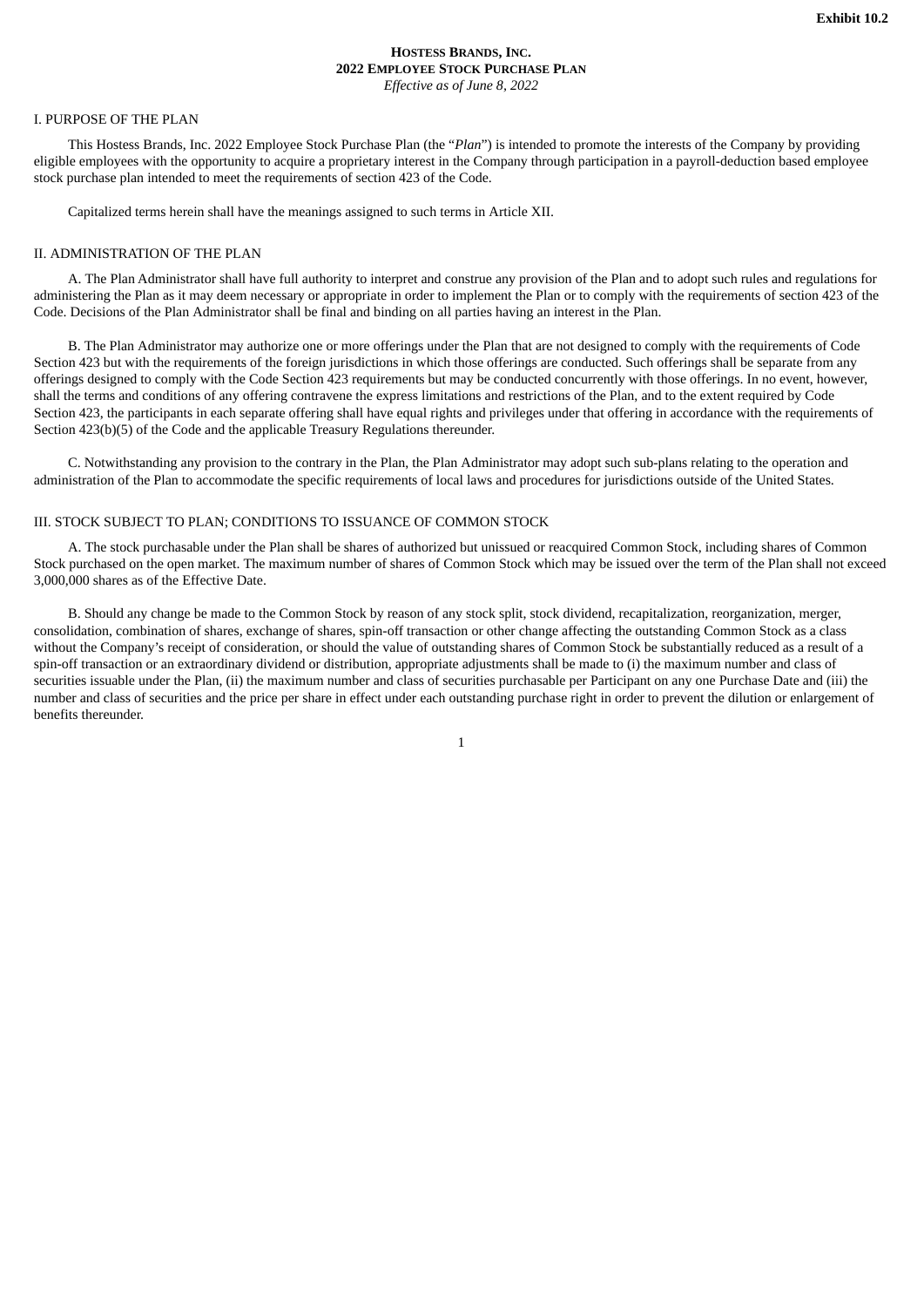**Exhibit 10.2**

# HOSTESS BRANDS, INC.
## 2022 EMPLOYEE STOCK PURCHASE PLAN
*Effective as of June 8, 2022*

### I. PURPOSE OF THE PLAN

This Hostess Brands, Inc. 2022 Employee Stock Purchase Plan (the "*Plan*") is intended to promote the interests of the Company by providing eligible employees with the opportunity to acquire a proprietary interest in the Company through participation in a payroll-deduction based employee stock purchase plan intended to meet the requirements of section 423 of the Code.

Capitalized terms herein shall have the meanings assigned to such terms in Article XII.

### II. ADMINISTRATION OF THE PLAN

A. The Plan Administrator shall have full authority to interpret and construe any provision of the Plan and to adopt such rules and regulations for administering the Plan as it may deem necessary or appropriate in order to implement the Plan or to comply with the requirements of section 423 of the Code. Decisions of the Plan Administrator shall be final and binding on all parties having an interest in the Plan.

B. The Plan Administrator may authorize one or more offerings under the Plan that are not designed to comply with the requirements of Code Section 423 but with the requirements of the foreign jurisdictions in which those offerings are conducted. Such offerings shall be separate from any offerings designed to comply with the Code Section 423 requirements but may be conducted concurrently with those offerings. In no event, however, shall the terms and conditions of any offering contravene the express limitations and restrictions of the Plan, and to the extent required by Code Section 423, the participants in each separate offering shall have equal rights and privileges under that offering in accordance with the requirements of Section 423(b)(5) of the Code and the applicable Treasury Regulations thereunder.

C. Notwithstanding any provision to the contrary in the Plan, the Plan Administrator may adopt such sub-plans relating to the operation and administration of the Plan to accommodate the specific requirements of local laws and procedures for jurisdictions outside of the United States.

### III. STOCK SUBJECT TO PLAN; CONDITIONS TO ISSUANCE OF COMMON STOCK

A. The stock purchasable under the Plan shall be shares of authorized but unissued or reacquired Common Stock, including shares of Common Stock purchased on the open market. The maximum number of shares of Common Stock which may be issued over the term of the Plan shall not exceed 3,000,000 shares as of the Effective Date.

B. Should any change be made to the Common Stock by reason of any stock split, stock dividend, recapitalization, reorganization, merger, consolidation, combination of shares, exchange of shares, spin-off transaction or other change affecting the outstanding Common Stock as a class without the Company's receipt of consideration, or should the value of outstanding shares of Common Stock be substantially reduced as a result of a spin-off transaction or an extraordinary dividend or distribution, appropriate adjustments shall be made to (i) the maximum number and class of securities issuable under the Plan, (ii) the maximum number and class of securities purchasable per Participant on any one Purchase Date and (iii) the number and class of securities and the price per share in effect under each outstanding purchase right in order to prevent the dilution or enlargement of benefits thereunder.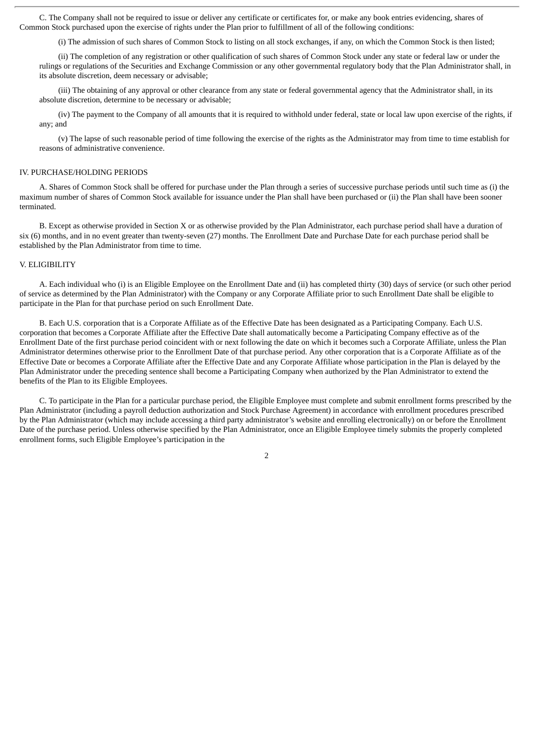C. The Company shall not be required to issue or deliver any certificate or certificates for, or make any book entries evidencing, shares of Common Stock purchased upon the exercise of rights under the Plan prior to fulfillment of all of the following conditions:

(i) The admission of such shares of Common Stock to listing on all stock exchanges, if any, on which the Common Stock is then listed;

(ii) The completion of any registration or other qualification of such shares of Common Stock under any state or federal law or under the rulings or regulations of the Securities and Exchange Commission or any other governmental regulatory body that the Plan Administrator shall, in its absolute discretion, deem necessary or advisable;

(iii) The obtaining of any approval or other clearance from any state or federal governmental agency that the Administrator shall, in its absolute discretion, determine to be necessary or advisable;

(iv) The payment to the Company of all amounts that it is required to withhold under federal, state or local law upon exercise of the rights, if any; and

(v) The lapse of such reasonable period of time following the exercise of the rights as the Administrator may from time to time establish for reasons of administrative convenience.

## IV. PURCHASE/HOLDING PERIODS

A. Shares of Common Stock shall be offered for purchase under the Plan through a series of successive purchase periods until such time as (i) the maximum number of shares of Common Stock available for issuance under the Plan shall have been purchased or (ii) the Plan shall have been sooner terminated.

B. Except as otherwise provided in Section X or as otherwise provided by the Plan Administrator, each purchase period shall have a duration of six (6) months, and in no event greater than twenty-seven (27) months. The Enrollment Date and Purchase Date for each purchase period shall be established by the Plan Administrator from time to time.

## V. ELIGIBILITY

A. Each individual who (i) is an Eligible Employee on the Enrollment Date and (ii) has completed thirty (30) days of service (or such other period of service as determined by the Plan Administrator) with the Company or any Corporate Affiliate prior to such Enrollment Date shall be eligible to participate in the Plan for that purchase period on such Enrollment Date.

B. Each U.S. corporation that is a Corporate Affiliate as of the Effective Date has been designated as a Participating Company. Each U.S. corporation that becomes a Corporate Affiliate after the Effective Date shall automatically become a Participating Company effective as of the Enrollment Date of the first purchase period coincident with or next following the date on which it becomes such a Corporate Affiliate, unless the Plan Administrator determines otherwise prior to the Enrollment Date of that purchase period. Any other corporation that is a Corporate Affiliate as of the Effective Date or becomes a Corporate Affiliate after the Effective Date and any Corporate Affiliate whose participation in the Plan is delayed by the Plan Administrator under the preceding sentence shall become a Participating Company when authorized by the Plan Administrator to extend the benefits of the Plan to its Eligible Employees.

C. To participate in the Plan for a particular purchase period, the Eligible Employee must complete and submit enrollment forms prescribed by the Plan Administrator (including a payroll deduction authorization and Stock Purchase Agreement) in accordance with enrollment procedures prescribed by the Plan Administrator (which may include accessing a third party administrator's website and enrolling electronically) on or before the Enrollment Date of the purchase period. Unless otherwise specified by the Plan Administrator, once an Eligible Employee timely submits the properly completed enrollment forms, such Eligible Employee's participation in the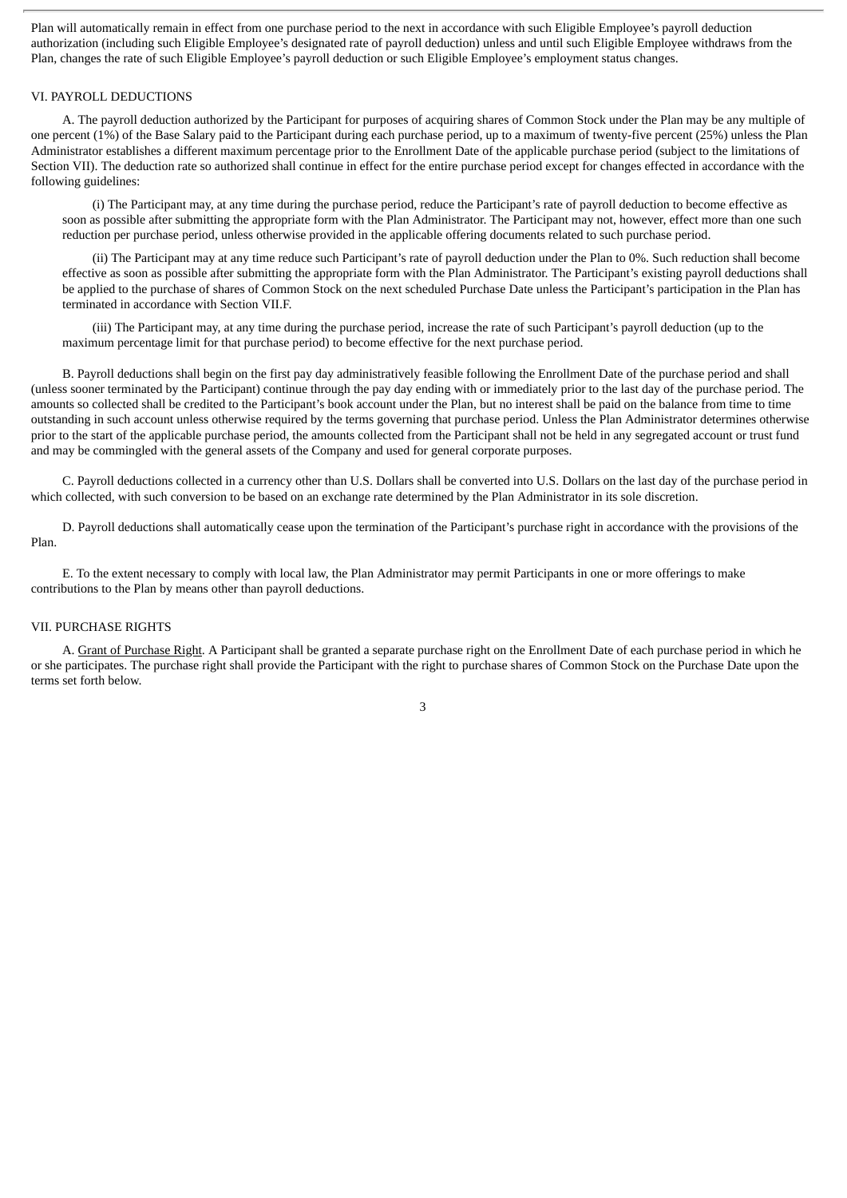Plan will automatically remain in effect from one purchase period to the next in accordance with such Eligible Employee's payroll deduction authorization (including such Eligible Employee's designated rate of payroll deduction) unless and until such Eligible Employee withdraws from the Plan, changes the rate of such Eligible Employee's payroll deduction or such Eligible Employee's employment status changes.

## VI. PAYROLL DEDUCTIONS

A. The payroll deduction authorized by the Participant for purposes of acquiring shares of Common Stock under the Plan may be any multiple of one percent (1%) of the Base Salary paid to the Participant during each purchase period, up to a maximum of twenty-five percent (25%) unless the Plan Administrator establishes a different maximum percentage prior to the Enrollment Date of the applicable purchase period (subject to the limitations of Section VII). The deduction rate so authorized shall continue in effect for the entire purchase period except for changes effected in accordance with the following guidelines:

(i) The Participant may, at any time during the purchase period, reduce the Participant's rate of payroll deduction to become effective as soon as possible after submitting the appropriate form with the Plan Administrator. The Participant may not, however, effect more than one such reduction per purchase period, unless otherwise provided in the applicable offering documents related to such purchase period.

(ii) The Participant may at any time reduce such Participant's rate of payroll deduction under the Plan to 0%. Such reduction shall become effective as soon as possible after submitting the appropriate form with the Plan Administrator. The Participant's existing payroll deductions shall be applied to the purchase of shares of Common Stock on the next scheduled Purchase Date unless the Participant's participation in the Plan has terminated in accordance with Section VII.F.

(iii) The Participant may, at any time during the purchase period, increase the rate of such Participant's payroll deduction (up to the maximum percentage limit for that purchase period) to become effective for the next purchase period.

B. Payroll deductions shall begin on the first pay day administratively feasible following the Enrollment Date of the purchase period and shall (unless sooner terminated by the Participant) continue through the pay day ending with or immediately prior to the last day of the purchase period. The amounts so collected shall be credited to the Participant's book account under the Plan, but no interest shall be paid on the balance from time to time outstanding in such account unless otherwise required by the terms governing that purchase period. Unless the Plan Administrator determines otherwise prior to the start of the applicable purchase period, the amounts collected from the Participant shall not be held in any segregated account or trust fund and may be commingled with the general assets of the Company and used for general corporate purposes.

C. Payroll deductions collected in a currency other than U.S. Dollars shall be converted into U.S. Dollars on the last day of the purchase period in which collected, with such conversion to be based on an exchange rate determined by the Plan Administrator in its sole discretion.

D. Payroll deductions shall automatically cease upon the termination of the Participant's purchase right in accordance with the provisions of the Plan.

E. To the extent necessary to comply with local law, the Plan Administrator may permit Participants in one or more offerings to make contributions to the Plan by means other than payroll deductions.

## VII. PURCHASE RIGHTS

A. Grant of Purchase Right. A Participant shall be granted a separate purchase right on the Enrollment Date of each purchase period in which he or she participates. The purchase right shall provide the Participant with the right to purchase shares of Common Stock on the Purchase Date upon the terms set forth below.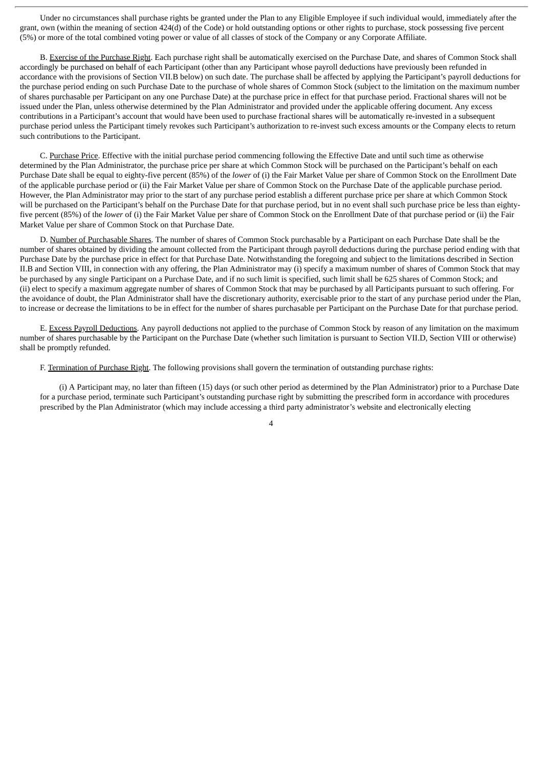Under no circumstances shall purchase rights be granted under the Plan to any Eligible Employee if such individual would, immediately after the grant, own (within the meaning of section 424(d) of the Code) or hold outstanding options or other rights to purchase, stock possessing five percent (5%) or more of the total combined voting power or value of all classes of stock of the Company or any Corporate Affiliate.

B. Exercise of the Purchase Right. Each purchase right shall be automatically exercised on the Purchase Date, and shares of Common Stock shall accordingly be purchased on behalf of each Participant (other than any Participant whose payroll deductions have previously been refunded in accordance with the provisions of Section VII.B below) on such date. The purchase shall be affected by applying the Participant's payroll deductions for the purchase period ending on such Purchase Date to the purchase of whole shares of Common Stock (subject to the limitation on the maximum number of shares purchasable per Participant on any one Purchase Date) at the purchase price in effect for that purchase period. Fractional shares will not be issued under the Plan, unless otherwise determined by the Plan Administrator and provided under the applicable offering document. Any excess contributions in a Participant's account that would have been used to purchase fractional shares will be automatically re-invested in a subsequent purchase period unless the Participant timely revokes such Participant's authorization to re-invest such excess amounts or the Company elects to return such contributions to the Participant.

C. Purchase Price. Effective with the initial purchase period commencing following the Effective Date and until such time as otherwise determined by the Plan Administrator, the purchase price per share at which Common Stock will be purchased on the Participant's behalf on each Purchase Date shall be equal to eighty-five percent (85%) of the *lower* of (i) the Fair Market Value per share of Common Stock on the Enrollment Date of the applicable purchase period or (ii) the Fair Market Value per share of Common Stock on the Purchase Date of the applicable purchase period. However, the Plan Administrator may prior to the start of any purchase period establish a different purchase price per share at which Common Stock will be purchased on the Participant's behalf on the Purchase Date for that purchase period, but in no event shall such purchase price be less than eighty-five percent (85%) of the *lower* of (i) the Fair Market Value per share of Common Stock on the Enrollment Date of that purchase period or (ii) the Fair Market Value per share of Common Stock on that Purchase Date.

D. Number of Purchasable Shares. The number of shares of Common Stock purchasable by a Participant on each Purchase Date shall be the number of shares obtained by dividing the amount collected from the Participant through payroll deductions during the purchase period ending with that Purchase Date by the purchase price in effect for that Purchase Date. Notwithstanding the foregoing and subject to the limitations described in Section II.B and Section VIII, in connection with any offering, the Plan Administrator may (i) specify a maximum number of shares of Common Stock that may be purchased by any single Participant on a Purchase Date, and if no such limit is specified, such limit shall be 625 shares of Common Stock; and (ii) elect to specify a maximum aggregate number of shares of Common Stock that may be purchased by all Participants pursuant to such offering. For the avoidance of doubt, the Plan Administrator shall have the discretionary authority, exercisable prior to the start of any purchase period under the Plan, to increase or decrease the limitations to be in effect for the number of shares purchasable per Participant on the Purchase Date for that purchase period.

E. Excess Payroll Deductions. Any payroll deductions not applied to the purchase of Common Stock by reason of any limitation on the maximum number of shares purchasable by the Participant on the Purchase Date (whether such limitation is pursuant to Section VII.D, Section VIII or otherwise) shall be promptly refunded.

F. Termination of Purchase Right. The following provisions shall govern the termination of outstanding purchase rights:

(i) A Participant may, no later than fifteen (15) days (or such other period as determined by the Plan Administrator) prior to a Purchase Date for a purchase period, terminate such Participant's outstanding purchase right by submitting the prescribed form in accordance with procedures prescribed by the Plan Administrator (which may include accessing a third party administrator's website and electronically electing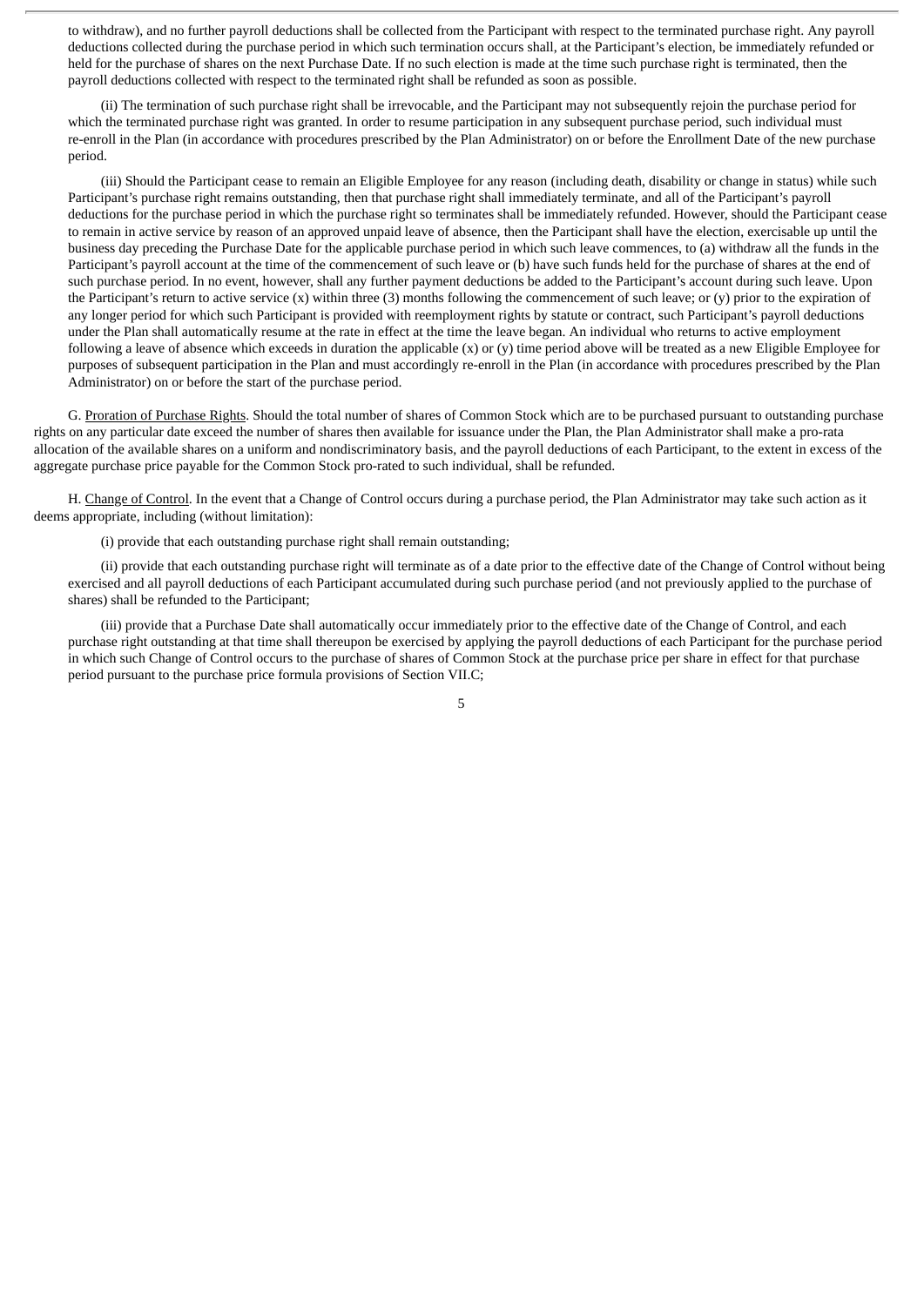to withdraw), and no further payroll deductions shall be collected from the Participant with respect to the terminated purchase right. Any payroll deductions collected during the purchase period in which such termination occurs shall, at the Participant's election, be immediately refunded or held for the purchase of shares on the next Purchase Date. If no such election is made at the time such purchase right is terminated, then the payroll deductions collected with respect to the terminated right shall be refunded as soon as possible.

(ii) The termination of such purchase right shall be irrevocable, and the Participant may not subsequently rejoin the purchase period for which the terminated purchase right was granted. In order to resume participation in any subsequent purchase period, such individual must re-enroll in the Plan (in accordance with procedures prescribed by the Plan Administrator) on or before the Enrollment Date of the new purchase period.

(iii) Should the Participant cease to remain an Eligible Employee for any reason (including death, disability or change in status) while such Participant's purchase right remains outstanding, then that purchase right shall immediately terminate, and all of the Participant's payroll deductions for the purchase period in which the purchase right so terminates shall be immediately refunded. However, should the Participant cease to remain in active service by reason of an approved unpaid leave of absence, then the Participant shall have the election, exercisable up until the business day preceding the Purchase Date for the applicable purchase period in which such leave commences, to (a) withdraw all the funds in the Participant's payroll account at the time of the commencement of such leave or (b) have such funds held for the purchase of shares at the end of such purchase period. In no event, however, shall any further payment deductions be added to the Participant's account during such leave. Upon the Participant's return to active service (x) within three (3) months following the commencement of such leave; or (y) prior to the expiration of any longer period for which such Participant is provided with reemployment rights by statute or contract, such Participant's payroll deductions under the Plan shall automatically resume at the rate in effect at the time the leave began. An individual who returns to active employment following a leave of absence which exceeds in duration the applicable (x) or (y) time period above will be treated as a new Eligible Employee for purposes of subsequent participation in the Plan and must accordingly re-enroll in the Plan (in accordance with procedures prescribed by the Plan Administrator) on or before the start of the purchase period.

G. Proration of Purchase Rights. Should the total number of shares of Common Stock which are to be purchased pursuant to outstanding purchase rights on any particular date exceed the number of shares then available for issuance under the Plan, the Plan Administrator shall make a pro-rata allocation of the available shares on a uniform and nondiscriminatory basis, and the payroll deductions of each Participant, to the extent in excess of the aggregate purchase price payable for the Common Stock pro-rated to such individual, shall be refunded.

H. Change of Control. In the event that a Change of Control occurs during a purchase period, the Plan Administrator may take such action as it deems appropriate, including (without limitation):

(i) provide that each outstanding purchase right shall remain outstanding;

(ii) provide that each outstanding purchase right will terminate as of a date prior to the effective date of the Change of Control without being exercised and all payroll deductions of each Participant accumulated during such purchase period (and not previously applied to the purchase of shares) shall be refunded to the Participant;

(iii) provide that a Purchase Date shall automatically occur immediately prior to the effective date of the Change of Control, and each purchase right outstanding at that time shall thereupon be exercised by applying the payroll deductions of each Participant for the purchase period in which such Change of Control occurs to the purchase of shares of Common Stock at the purchase price per share in effect for that purchase period pursuant to the purchase price formula provisions of Section VII.C;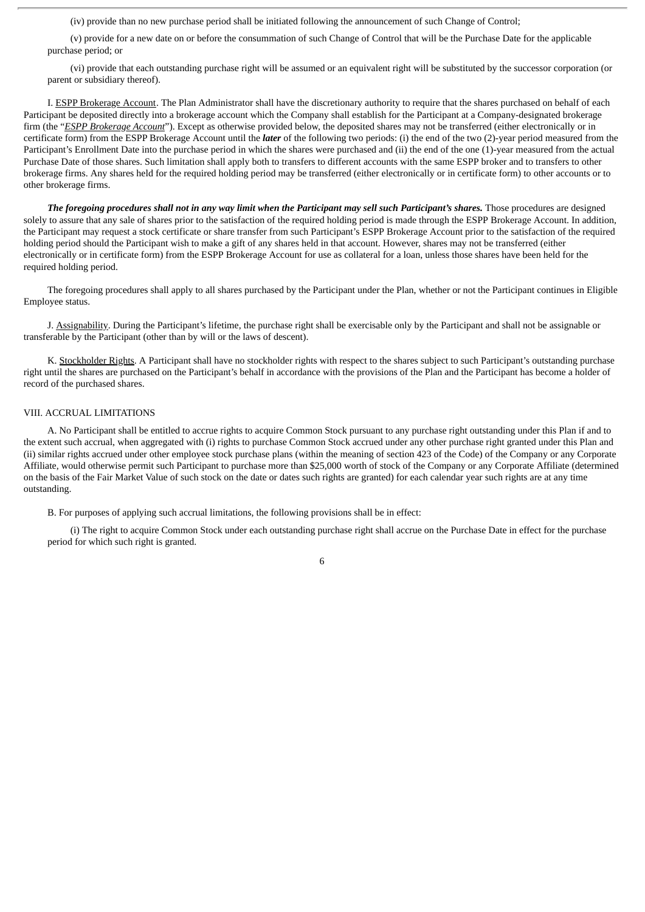(iv) provide than no new purchase period shall be initiated following the announcement of such Change of Control;

(v) provide for a new date on or before the consummation of such Change of Control that will be the Purchase Date for the applicable purchase period; or

(vi) provide that each outstanding purchase right will be assumed or an equivalent right will be substituted by the successor corporation (or parent or subsidiary thereof).

I. ESPP Brokerage Account. The Plan Administrator shall have the discretionary authority to require that the shares purchased on behalf of each Participant be deposited directly into a brokerage account which the Company shall establish for the Participant at a Company-designated brokerage firm (the "*ESPP Brokerage Account*"). Except as otherwise provided below, the deposited shares may not be transferred (either electronically or in certificate form) from the ESPP Brokerage Account until the ***later*** of the following two periods: (i) the end of the two (2)-year period measured from the Participant's Enrollment Date into the purchase period in which the shares were purchased and (ii) the end of the one (1)-year measured from the actual Purchase Date of those shares. Such limitation shall apply both to transfers to different accounts with the same ESPP broker and to transfers to other brokerage firms. Any shares held for the required holding period may be transferred (either electronically or in certificate form) to other accounts or to other brokerage firms.

***The foregoing procedures shall not in any way limit when the Participant may sell such Participant's shares.*** Those procedures are designed solely to assure that any sale of shares prior to the satisfaction of the required holding period is made through the ESPP Brokerage Account. In addition, the Participant may request a stock certificate or share transfer from such Participant's ESPP Brokerage Account prior to the satisfaction of the required holding period should the Participant wish to make a gift of any shares held in that account. However, shares may not be transferred (either electronically or in certificate form) from the ESPP Brokerage Account for use as collateral for a loan, unless those shares have been held for the required holding period.

The foregoing procedures shall apply to all shares purchased by the Participant under the Plan, whether or not the Participant continues in Eligible Employee status.

J. Assignability. During the Participant's lifetime, the purchase right shall be exercisable only by the Participant and shall not be assignable or transferable by the Participant (other than by will or the laws of descent).

K. Stockholder Rights. A Participant shall have no stockholder rights with respect to the shares subject to such Participant's outstanding purchase right until the shares are purchased on the Participant's behalf in accordance with the provisions of the Plan and the Participant has become a holder of record of the purchased shares.

## VIII. ACCRUAL LIMITATIONS

A. No Participant shall be entitled to accrue rights to acquire Common Stock pursuant to any purchase right outstanding under this Plan if and to the extent such accrual, when aggregated with (i) rights to purchase Common Stock accrued under any other purchase right granted under this Plan and (ii) similar rights accrued under other employee stock purchase plans (within the meaning of section 423 of the Code) of the Company or any Corporate Affiliate, would otherwise permit such Participant to purchase more than $25,000 worth of stock of the Company or any Corporate Affiliate (determined on the basis of the Fair Market Value of such stock on the date or dates such rights are granted) for each calendar year such rights are at any time outstanding.

B. For purposes of applying such accrual limitations, the following provisions shall be in effect:

(i) The right to acquire Common Stock under each outstanding purchase right shall accrue on the Purchase Date in effect for the purchase period for which such right is granted.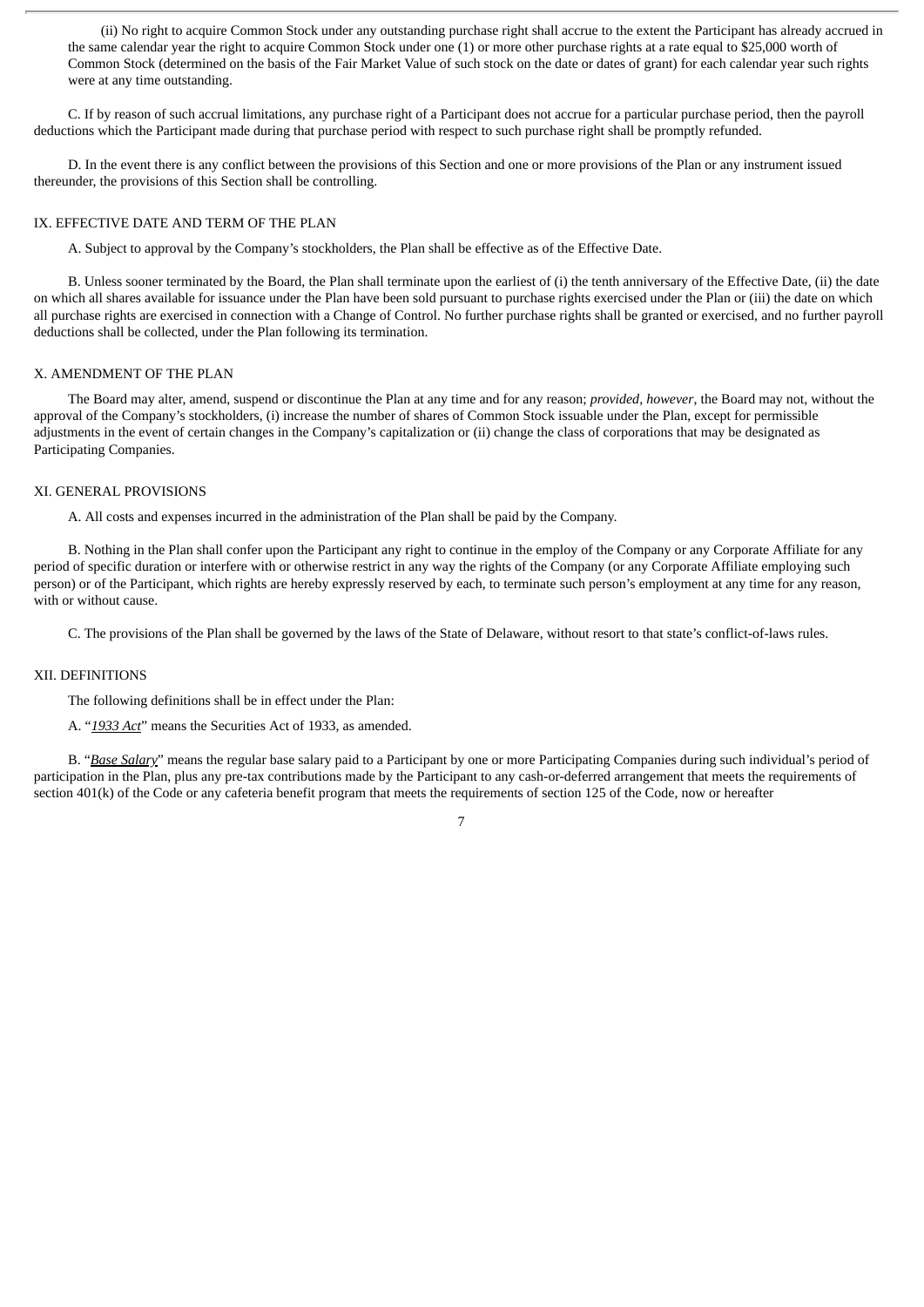(ii) No right to acquire Common Stock under any outstanding purchase right shall accrue to the extent the Participant has already accrued in the same calendar year the right to acquire Common Stock under one (1) or more other purchase rights at a rate equal to $25,000 worth of Common Stock (determined on the basis of the Fair Market Value of such stock on the date or dates of grant) for each calendar year such rights were at any time outstanding.

C. If by reason of such accrual limitations, any purchase right of a Participant does not accrue for a particular purchase period, then the payroll deductions which the Participant made during that purchase period with respect to such purchase right shall be promptly refunded.

D. In the event there is any conflict between the provisions of this Section and one or more provisions of the Plan or any instrument issued thereunder, the provisions of this Section shall be controlling.

## IX. EFFECTIVE DATE AND TERM OF THE PLAN

A. Subject to approval by the Company's stockholders, the Plan shall be effective as of the Effective Date.

B. Unless sooner terminated by the Board, the Plan shall terminate upon the earliest of (i) the tenth anniversary of the Effective Date, (ii) the date on which all shares available for issuance under the Plan have been sold pursuant to purchase rights exercised under the Plan or (iii) the date on which all purchase rights are exercised in connection with a Change of Control. No further purchase rights shall be granted or exercised, and no further payroll deductions shall be collected, under the Plan following its termination.

## X. AMENDMENT OF THE PLAN

The Board may alter, amend, suspend or discontinue the Plan at any time and for any reason; *provided, however*, the Board may not, without the approval of the Company's stockholders, (i) increase the number of shares of Common Stock issuable under the Plan, except for permissible adjustments in the event of certain changes in the Company's capitalization or (ii) change the class of corporations that may be designated as Participating Companies.

## XI. GENERAL PROVISIONS

A. All costs and expenses incurred in the administration of the Plan shall be paid by the Company.

B. Nothing in the Plan shall confer upon the Participant any right to continue in the employ of the Company or any Corporate Affiliate for any period of specific duration or interfere with or otherwise restrict in any way the rights of the Company (or any Corporate Affiliate employing such person) or of the Participant, which rights are hereby expressly reserved by each, to terminate such person's employment at any time for any reason, with or without cause.

C. The provisions of the Plan shall be governed by the laws of the State of Delaware, without resort to that state's conflict-of-laws rules.

## XII. DEFINITIONS

The following definitions shall be in effect under the Plan:

A. "*1933 Act*" means the Securities Act of 1933, as amended.

B. "*Base Salary*" means the regular base salary paid to a Participant by one or more Participating Companies during such individual's period of participation in the Plan, plus any pre-tax contributions made by the Participant to any cash-or-deferred arrangement that meets the requirements of section 401(k) of the Code or any cafeteria benefit program that meets the requirements of section 125 of the Code, now or hereafter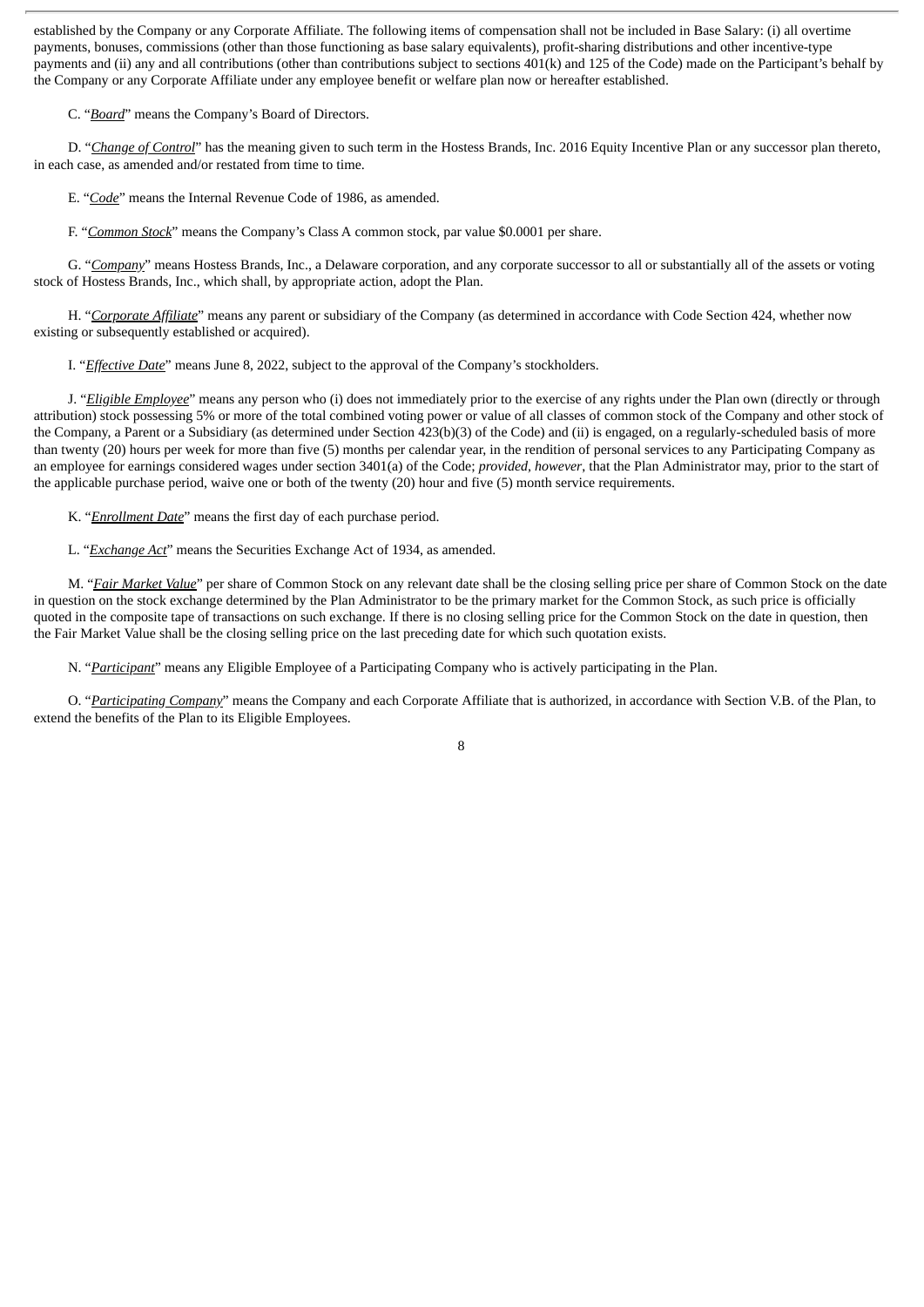established by the Company or any Corporate Affiliate. The following items of compensation shall not be included in Base Salary: (i) all overtime payments, bonuses, commissions (other than those functioning as base salary equivalents), profit-sharing distributions and other incentive-type payments and (ii) any and all contributions (other than contributions subject to sections 401(k) and 125 of the Code) made on the Participant's behalf by the Company or any Corporate Affiliate under any employee benefit or welfare plan now or hereafter established.

C. "***Board***" means the Company's Board of Directors.

D. "***Change of Control***" has the meaning given to such term in the Hostess Brands, Inc. 2016 Equity Incentive Plan or any successor plan thereto, in each case, as amended and/or restated from time to time.

E. "***Code***" means the Internal Revenue Code of 1986, as amended.

F. "***Common Stock***" means the Company's Class A common stock, par value $0.0001 per share.

G. "***Company***" means Hostess Brands, Inc., a Delaware corporation, and any corporate successor to all or substantially all of the assets or voting stock of Hostess Brands, Inc., which shall, by appropriate action, adopt the Plan.

H. "***Corporate Affiliate***" means any parent or subsidiary of the Company (as determined in accordance with Code Section 424, whether now existing or subsequently established or acquired).

I. "***Effective Date***" means June 8, 2022, subject to the approval of the Company's stockholders.

J. "***Eligible Employee***" means any person who (i) does not immediately prior to the exercise of any rights under the Plan own (directly or through attribution) stock possessing 5% or more of the total combined voting power or value of all classes of common stock of the Company and other stock of the Company, a Parent or a Subsidiary (as determined under Section 423(b)(3) of the Code) and (ii) is engaged, on a regularly-scheduled basis of more than twenty (20) hours per week for more than five (5) months per calendar year, in the rendition of personal services to any Participating Company as an employee for earnings considered wages under section 3401(a) of the Code; *provided, however*, that the Plan Administrator may, prior to the start of the applicable purchase period, waive one or both of the twenty (20) hour and five (5) month service requirements.

K. "***Enrollment Date***" means the first day of each purchase period.

L. "***Exchange Act***" means the Securities Exchange Act of 1934, as amended.

M. "***Fair Market Value***" per share of Common Stock on any relevant date shall be the closing selling price per share of Common Stock on the date in question on the stock exchange determined by the Plan Administrator to be the primary market for the Common Stock, as such price is officially quoted in the composite tape of transactions on such exchange. If there is no closing selling price for the Common Stock on the date in question, then the Fair Market Value shall be the closing selling price on the last preceding date for which such quotation exists.

N. "***Participant***" means any Eligible Employee of a Participating Company who is actively participating in the Plan.

O. "***Participating Company***" means the Company and each Corporate Affiliate that is authorized, in accordance with Section V.B. of the Plan, to extend the benefits of the Plan to its Eligible Employees.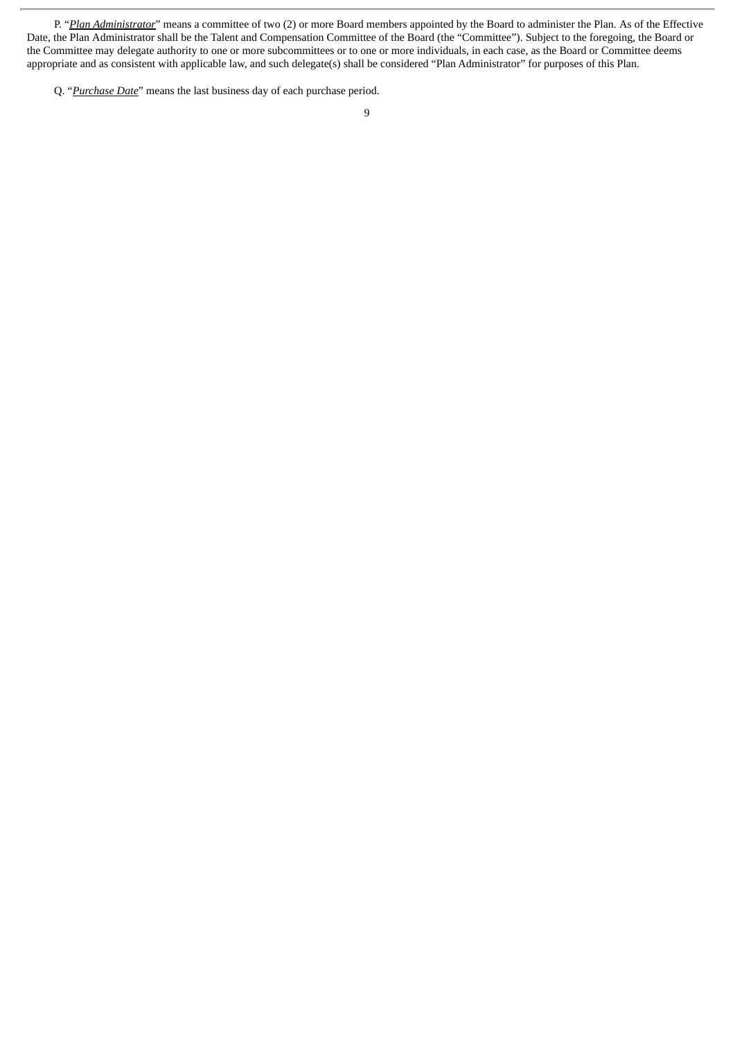P. "*Plan Administrator*" means a committee of two (2) or more Board members appointed by the Board to administer the Plan. As of the Effective Date, the Plan Administrator shall be the Talent and Compensation Committee of the Board (the "Committee"). Subject to the foregoing, the Board or the Committee may delegate authority to one or more subcommittees or to one or more individuals, in each case, as the Board or Committee deems appropriate and as consistent with applicable law, and such delegate(s) shall be considered "Plan Administrator" for purposes of this Plan.

Q. "*Purchase Date*" means the last business day of each purchase period.